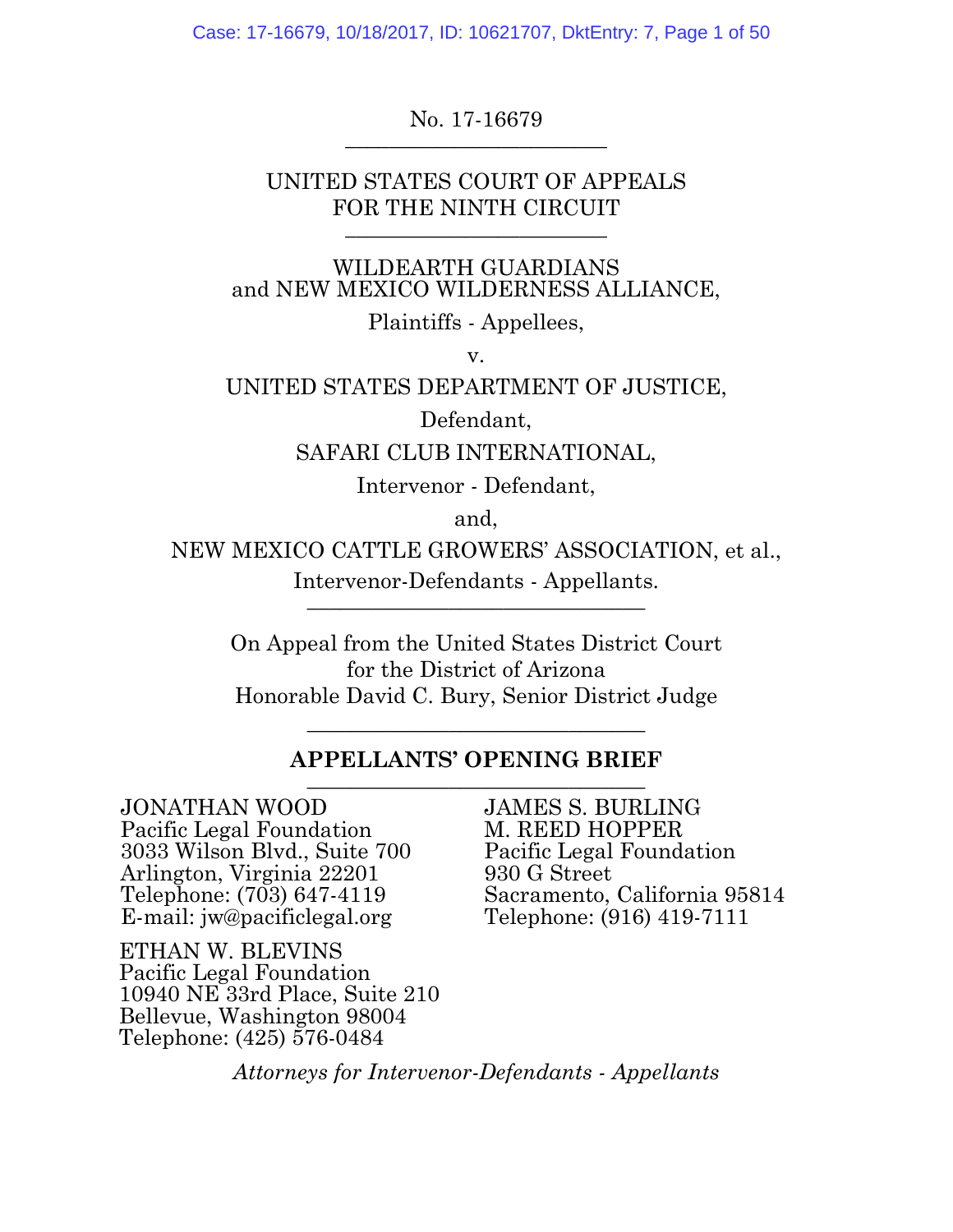No. 17-16679

---

UNITED STATES COURT OF APPEALS
FOR THE NINTH CIRCUIT

---

WILDEARTH GUARDIANS
and NEW MEXICO WILDERNESS ALLIANCE,

Plaintiffs - Appellees,

v.

UNITED STATES DEPARTMENT OF JUSTICE,

Defendant,

SAFARI CLUB INTERNATIONAL,

Intervenor - Defendant,

and,

NEW MEXICO CATTLE GROWERS' ASSOCIATION, et al.,

Intervenor-Defendants - Appellants.

---

On Appeal from the United States District Court
for the District of Arizona
Honorable David C. Bury, Senior District Judge

---

**APPELLANTS' OPENING BRIEF**

---

JONATHAN WOOD
Pacific Legal Foundation
3033 Wilson Blvd., Suite 700
Arlington, Virginia 22201
Telephone: (703) 647-4119
E-mail: jw@pacificlegal.org

ETHAN W. BLEVINS
Pacific Legal Foundation
10940 NE 33rd Place, Suite 210
Bellevue, Washington 98004
Telephone: (425) 576-0484

JAMES S. BURLING
M. REED HOPPER
Pacific Legal Foundation
930 G Street
Sacramento, California 95814
Telephone: (916) 419-7111

*Attorneys for Intervenor-Defendants - Appellants*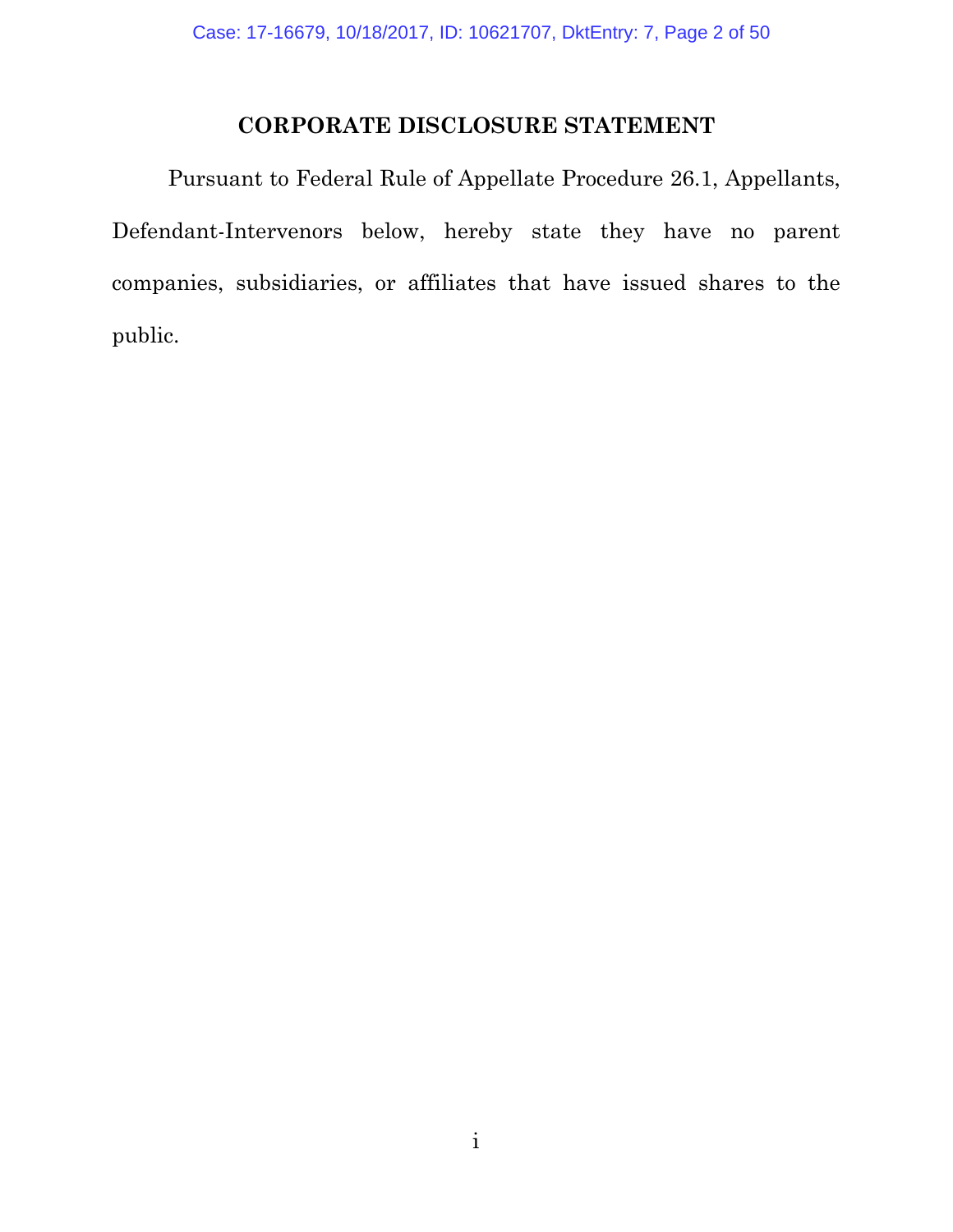# CORPORATE DISCLOSURE STATEMENT

Pursuant to Federal Rule of Appellate Procedure 26.1, Appellants, Defendant-Intervenors below, hereby state they have no parent companies, subsidiaries, or affiliates that have issued shares to the public.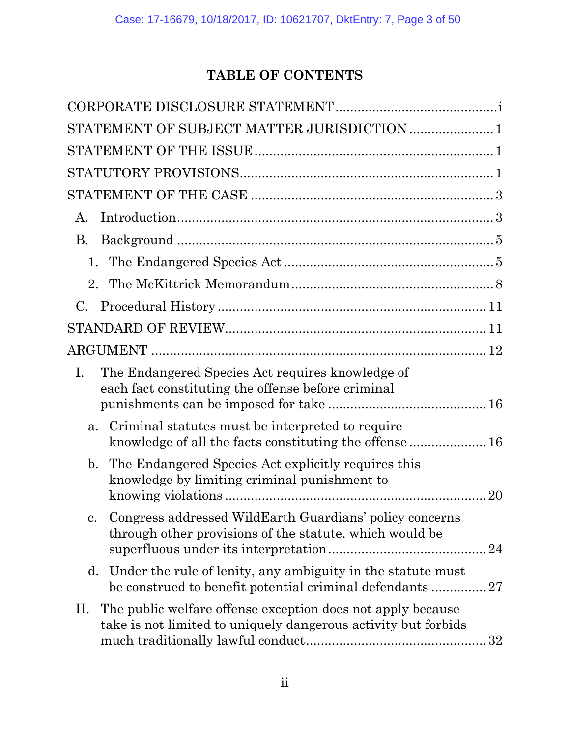# TABLE OF CONTENTS

CORPORATE DISCLOSURE STATEMENT ............................................ i

STATEMENT OF SUBJECT MATTER JURISDICTION ....................... 1

STATEMENT OF THE ISSUE ................................................................ 1

STATUTORY PROVISIONS.................................................................... 1

STATEMENT OF THE CASE ................................................................. 3

- A. Introduction...................................................................................... 3
- B. Background ...................................................................................... 5
  - 1. The Endangered Species Act ......................................................... 5
  - 2. The McKittrick Memorandum....................................................... 8
- C. Procedural History ......................................................................... 11

STANDARD OF REVIEW....................................................................... 11

ARGUMENT .......................................................................................... 12

- I. The Endangered Species Act requires knowledge of each fact constituting the offense before criminal punishments can be imposed for take ........................................... 16
  - a. Criminal statutes must be interpreted to require knowledge of all the facts constituting the offense ..................... 16
  - b. The Endangered Species Act explicitly requires this knowledge by limiting criminal punishment to knowing violations ....................................................................... 20
  - c. Congress addressed WildEarth Guardians' policy concerns through other provisions of the statute, which would be superfluous under its interpretation........................................... 24
  - d. Under the rule of lenity, any ambiguity in the statute must be construed to benefit potential criminal defendants ............... 27
- II. The public welfare offense exception does not apply because take is not limited to uniquely dangerous activity but forbids much traditionally lawful conduct................................................ 32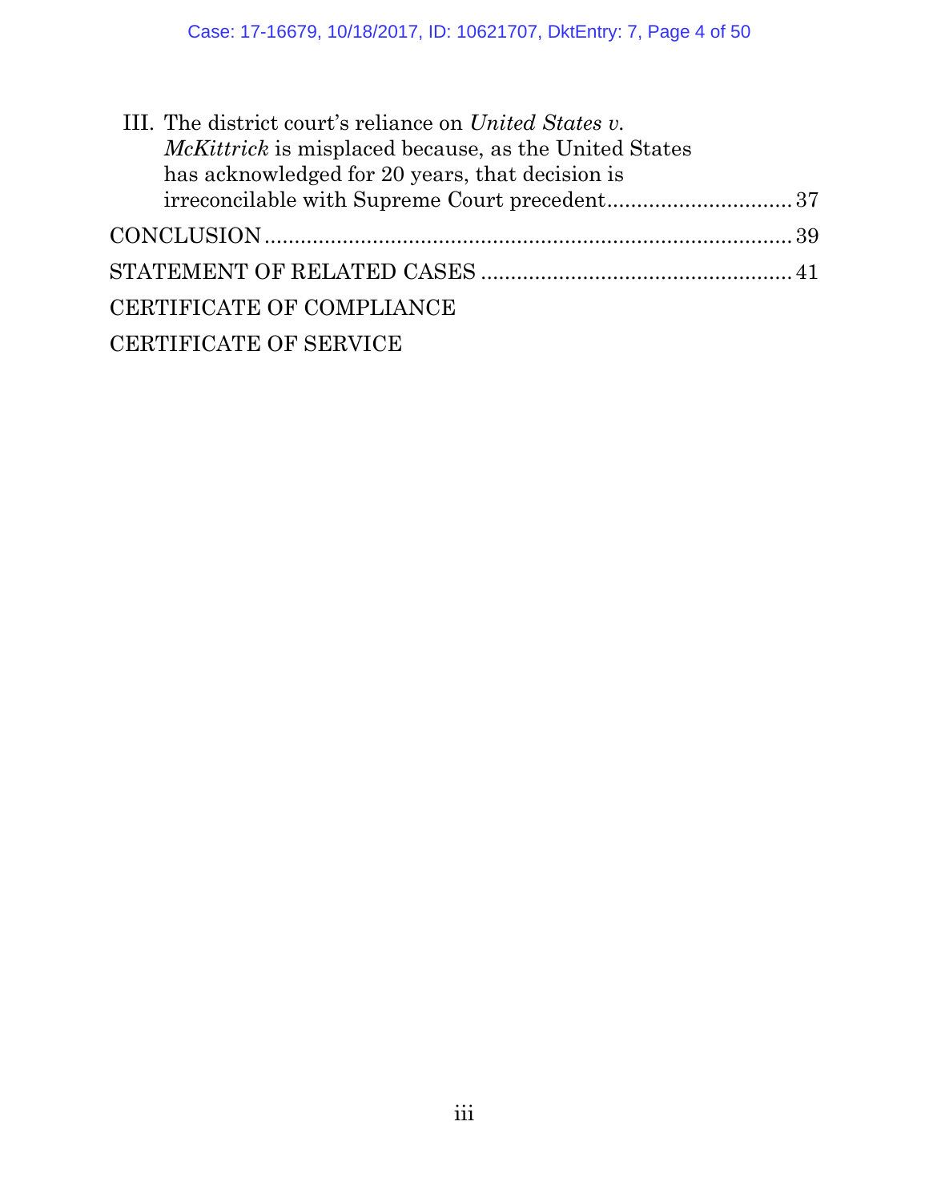III. The district court's reliance on *United States v. McKittrick* is misplaced because, as the United States has acknowledged for 20 years, that decision is irreconcilable with Supreme Court precedent.............................. 37

CONCLUSION ...................................................................................... 39

STATEMENT OF RELATED CASES .................................................. 41

CERTIFICATE OF COMPLIANCE

CERTIFICATE OF SERVICE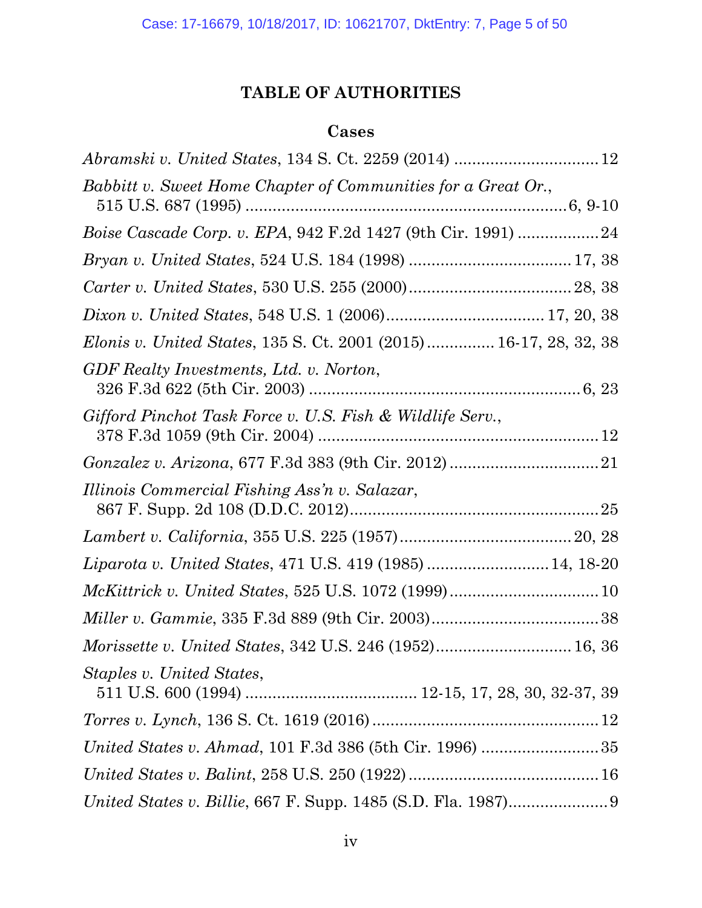# TABLE OF AUTHORITIES

## Cases

*Abramski v. United States*, 134 S. Ct. 2259 (2014) ................................ 12

*Babbitt v. Sweet Home Chapter of Communities for a Great Or.*, 515 U.S. 687 (1995) ...................................................................... 6, 9-10

*Boise Cascade Corp. v. EPA*, 942 F.2d 1427 (9th Cir. 1991) .................. 24

*Bryan v. United States*, 524 U.S. 184 (1998) .................................... 17, 38

*Carter v. United States*, 530 U.S. 255 (2000)................................... 28, 38

*Dixon v. United States*, 548 U.S. 1 (2006).................................. 17, 20, 38

*Elonis v. United States*, 135 S. Ct. 2001 (2015)............... 16-17, 28, 32, 38

*GDF Realty Investments, Ltd. v. Norton*, 326 F.3d 622 (5th Cir. 2003) ........................................................... 6, 23

*Gifford Pinchot Task Force v. U.S. Fish & Wildlife Serv.*, 378 F.3d 1059 (9th Cir. 2004) .............................................................. 12

*Gonzalez v. Arizona*, 677 F.3d 383 (9th Cir. 2012) ................................. 21

*Illinois Commercial Fishing Ass'n v. Salazar*, 867 F. Supp. 2d 108 (D.D.C. 2012)....................................................... 25

*Lambert v. California*, 355 U.S. 225 (1957)..................................... 20, 28

*Liparota v. United States*, 471 U.S. 419 (1985) ........................... 14, 18-20

*McKittrick v. United States*, 525 U.S. 1072 (1999)................................. 10

*Miller v. Gammie*, 335 F.3d 889 (9th Cir. 2003)...................................... 38

*Morissette v. United States*, 342 U.S. 246 (1952)............................. 16, 36

*Staples v. United States*, 511 U.S. 600 (1994) ..................................... 12-15, 17, 28, 30, 32-37, 39

*Torres v. Lynch*, 136 S. Ct. 1619 (2016) .................................................. 12

*United States v. Ahmad*, 101 F.3d 386 (5th Cir. 1996) .......................... 35

*United States v. Balint*, 258 U.S. 250 (1922) .......................................... 16

*United States v. Billie*, 667 F. Supp. 1485 (S.D. Fla. 1987)...................... 9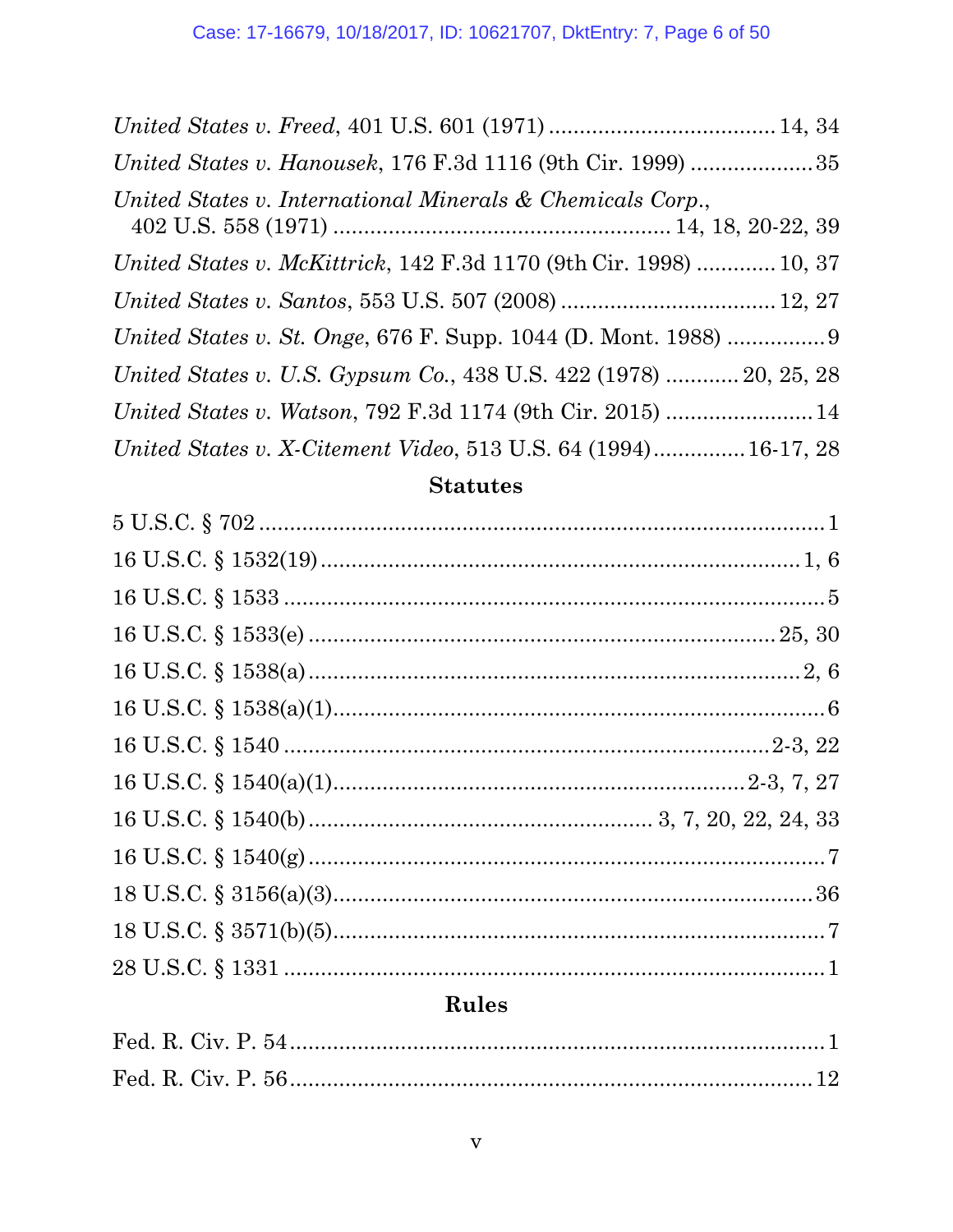*United States v. Freed*, 401 U.S. 601 (1971) .................................... 14, 34

*United States v. Hanousek*, 176 F.3d 1116 (9th Cir. 1999) .................... 35

*United States v. International Minerals & Chemicals Corp.*, 402 U.S. 558 (1971) ..................................................... 14, 18, 20-22, 39

*United States v. McKittrick*, 142 F.3d 1170 (9th Cir. 1998) ............. 10, 37

*United States v. Santos*, 553 U.S. 507 (2008) .................................. 12, 27

*United States v. St. Onge*, 676 F. Supp. 1044 (D. Mont. 1988) ................ 9

*United States v. U.S. Gypsum Co.*, 438 U.S. 422 (1978) ............ 20, 25, 28

*United States v. Watson*, 792 F.3d 1174 (9th Cir. 2015) ........................ 14

*United States v. X-Citement Video*, 513 U.S. 64 (1994)............... 16-17, 28

## Statutes

5 U.S.C. § 702 ........................................................................................... 1

16 U.S.C. § 1532(19) ............................................................................ 1, 6

16 U.S.C. § 1533 ...................................................................................... 5

16 U.S.C. § 1533(e) ........................................................................ 25, 30

16 U.S.C. § 1538(a) ............................................................................. 2, 6

16 U.S.C. § 1538(a)(1) .............................................................................. 6

16 U.S.C. § 1540 ..................................................................... 2-3, 22

16 U.S.C. § 1540(a)(1) .................................................................... 2-3, 7, 27

16 U.S.C. § 1540(b) ....................................................... 3, 7, 20, 22, 24, 33

16 U.S.C. § 1540(g) .................................................................................... 7

18 U.S.C. § 3156(a)(3) ............................................................................. 36

18 U.S.C. § 3571(b)(5) ................................................................................ 7

28 U.S.C. § 1331 ......................................................................................... 1

## Rules

Fed. R. Civ. P. 54 ........................................................................................ 1

Fed. R. Civ. P. 56 ...................................................................................... 12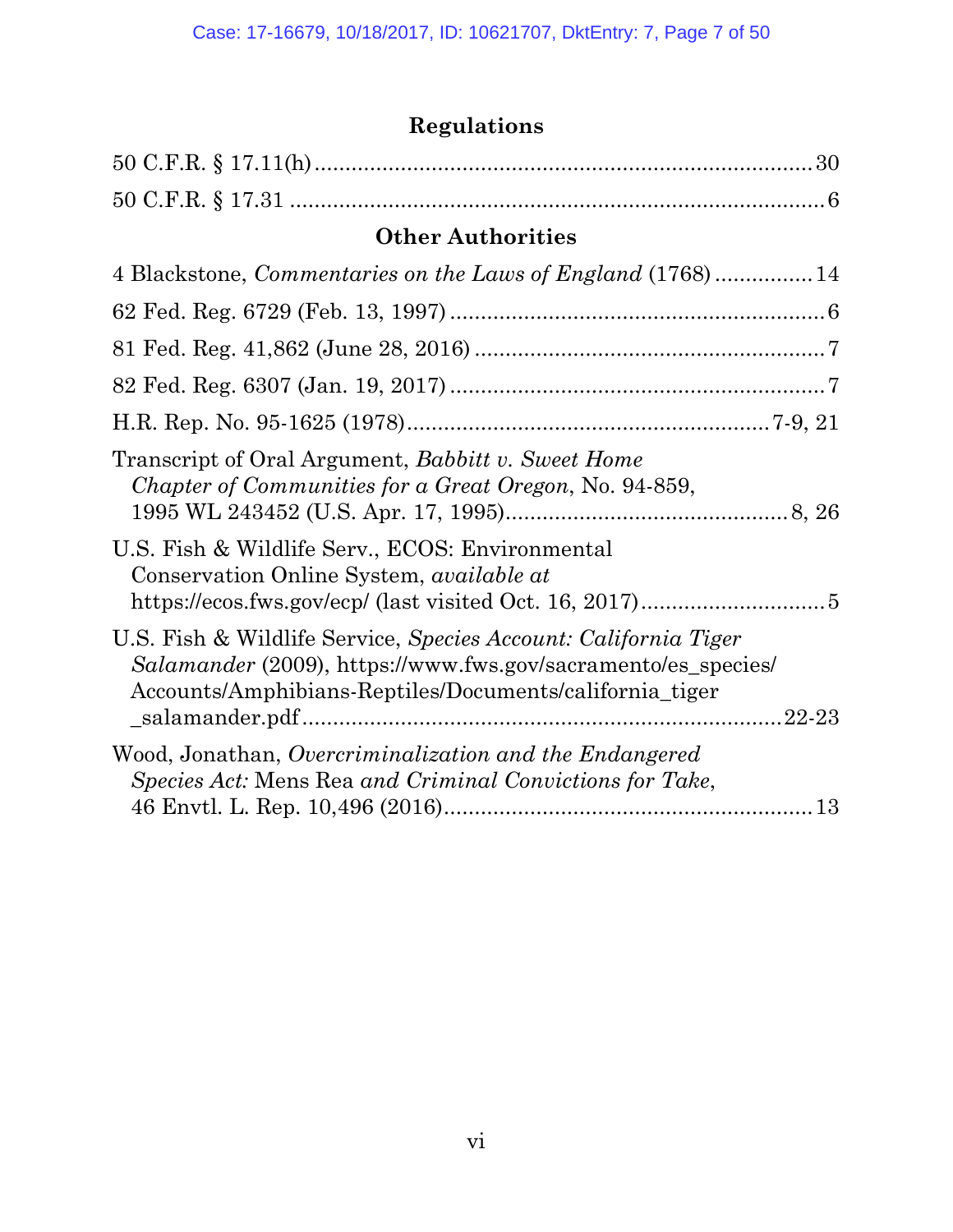## Regulations

50 C.F.R. § 17.11(h) ................................................................................ 30

50 C.F.R. § 17.31 ...................................................................................... 6

## Other Authorities

4 Blackstone, *Commentaries on the Laws of England* (1768) ................ 14

62 Fed. Reg. 6729 (Feb. 13, 1997) ............................................................ 6

81 Fed. Reg. 41,862 (June 28, 2016) ........................................................ 7

82 Fed. Reg. 6307 (Jan. 19, 2017) ............................................................ 7

H.R. Rep. No. 95-1625 (1978) ......................................................... 7-9, 21

Transcript of Oral Argument, *Babbitt v. Sweet Home Chapter of Communities for a Great Oregon*, No. 94-859, 1995 WL 243452 (U.S. Apr. 17, 1995) ............................................ 8, 26

U.S. Fish & Wildlife Serv., ECOS: Environmental Conservation Online System, *available at* https://ecos.fws.gov/ecp/ (last visited Oct. 16, 2017) ............................ 5

U.S. Fish & Wildlife Service, *Species Account: California Tiger Salamander* (2009), https://www.fws.gov/sacramento/es_species/Accounts/Amphibians-Reptiles/Documents/california_tiger_salamander.pdf ............................................................................ 22-23

Wood, Jonathan, *Overcriminalization and the Endangered Species Act:* Mens Rea *and Criminal Convictions for Take*, 46 Envtl. L. Rep. 10,496 (2016) .......................................................... 13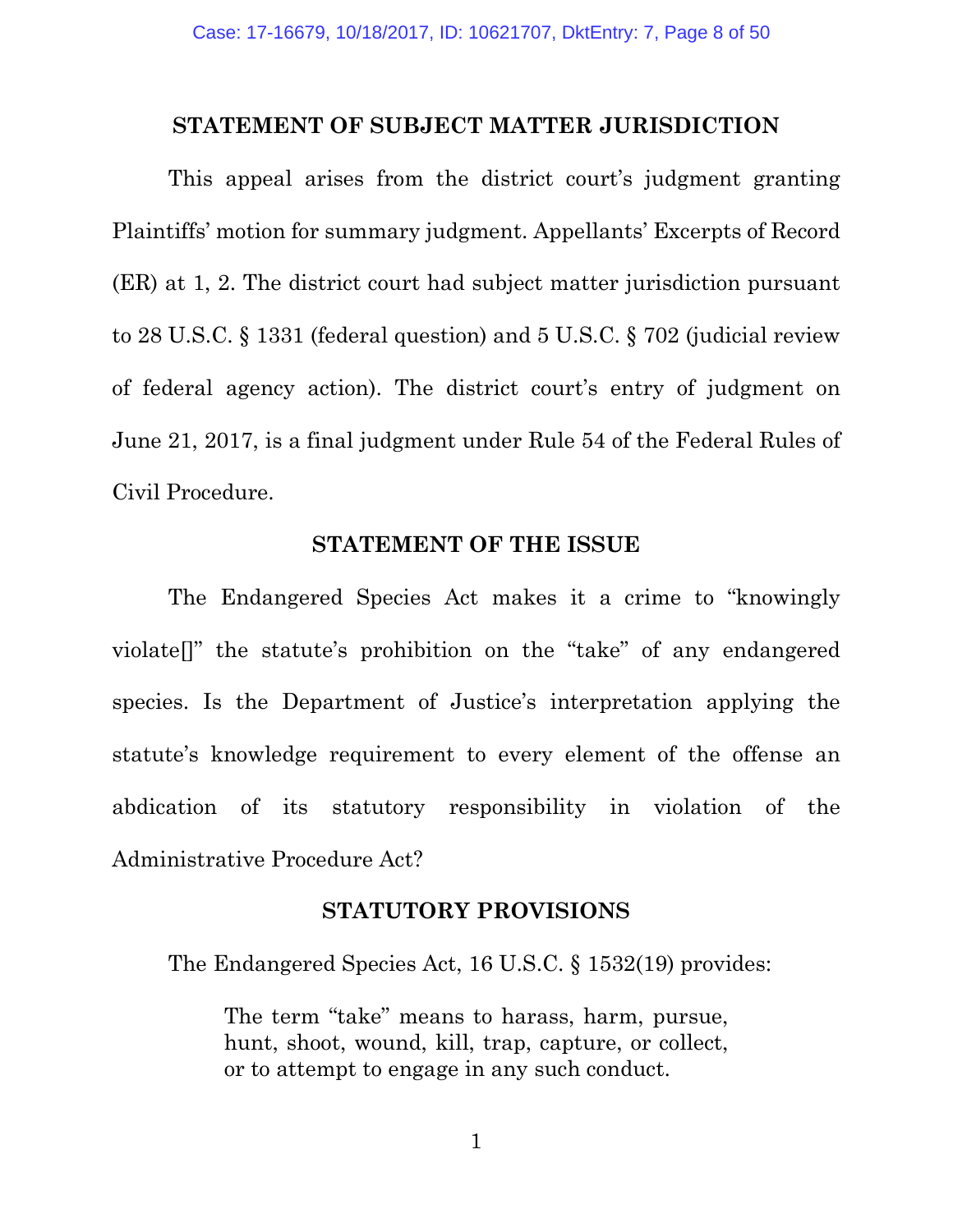## STATEMENT OF SUBJECT MATTER JURISDICTION

This appeal arises from the district court's judgment granting Plaintiffs' motion for summary judgment. Appellants' Excerpts of Record (ER) at 1, 2. The district court had subject matter jurisdiction pursuant to 28 U.S.C. § 1331 (federal question) and 5 U.S.C. § 702 (judicial review of federal agency action). The district court's entry of judgment on June 21, 2017, is a final judgment under Rule 54 of the Federal Rules of Civil Procedure.

## STATEMENT OF THE ISSUE

The Endangered Species Act makes it a crime to "knowingly violate[]" the statute's prohibition on the "take" of any endangered species. Is the Department of Justice's interpretation applying the statute's knowledge requirement to every element of the offense an abdication of its statutory responsibility in violation of the Administrative Procedure Act?

## STATUTORY PROVISIONS

The Endangered Species Act, 16 U.S.C. § 1532(19) provides:

> The term "take" means to harass, harm, pursue, hunt, shoot, wound, kill, trap, capture, or collect, or to attempt to engage in any such conduct.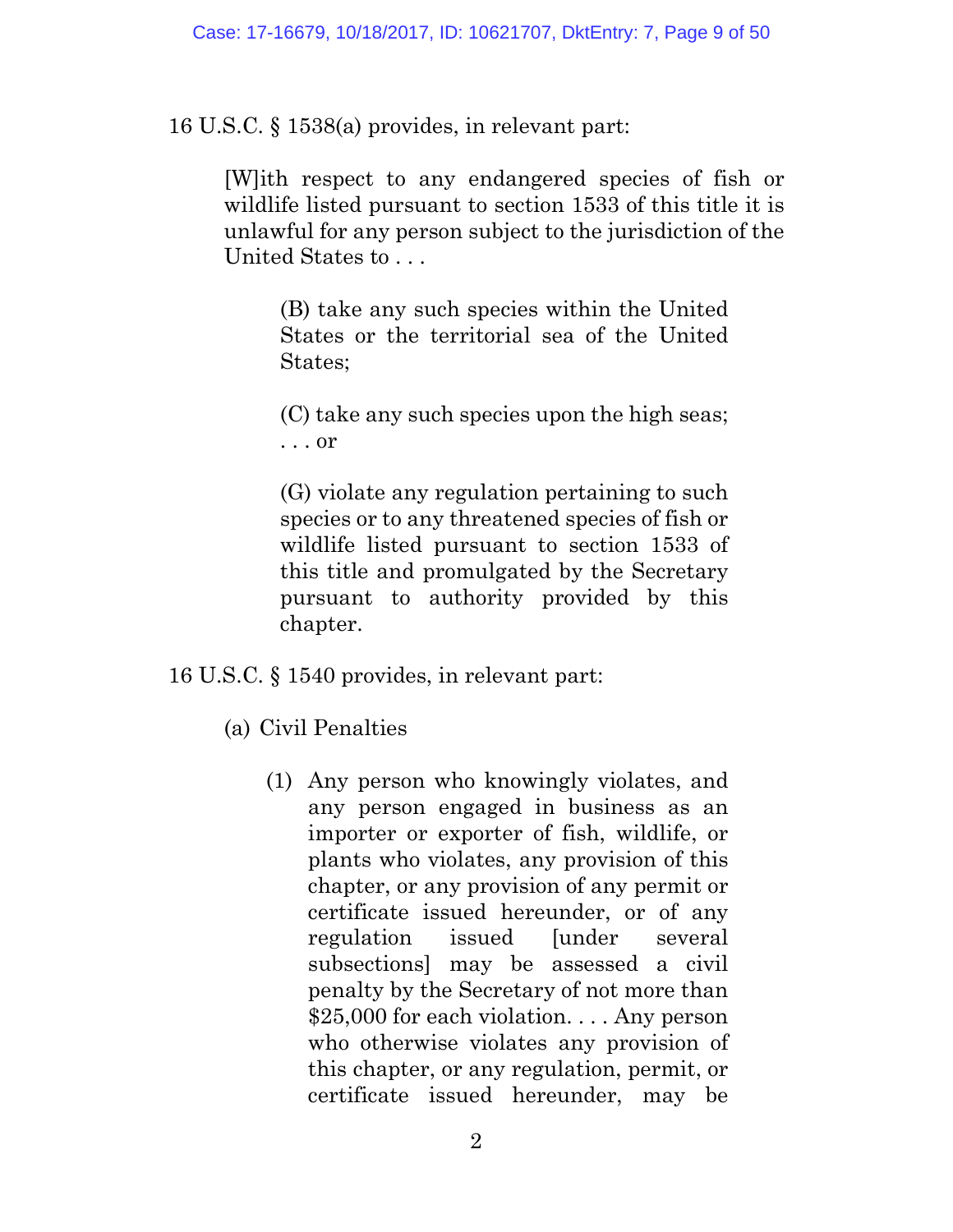16 U.S.C. § 1538(a) provides, in relevant part:

> [W]ith respect to any endangered species of fish or wildlife listed pursuant to section 1533 of this title it is unlawful for any person subject to the jurisdiction of the United States to . . .
>
> > (B) take any such species within the United States or the territorial sea of the United States;
> >
> > (C) take any such species upon the high seas; . . . or
> >
> > (G) violate any regulation pertaining to such species or to any threatened species of fish or wildlife listed pursuant to section 1533 of this title and promulgated by the Secretary pursuant to authority provided by this chapter.

16 U.S.C. § 1540 provides, in relevant part:

> (a) Civil Penalties
>
> > (1) Any person who knowingly violates, and any person engaged in business as an importer or exporter of fish, wildlife, or plants who violates, any provision of this chapter, or any provision of any permit or certificate issued hereunder, or of any regulation issued [under several subsections] may be assessed a civil penalty by the Secretary of not more than $25,000 for each violation. . . . Any person who otherwise violates any provision of this chapter, or any regulation, permit, or certificate issued hereunder, may be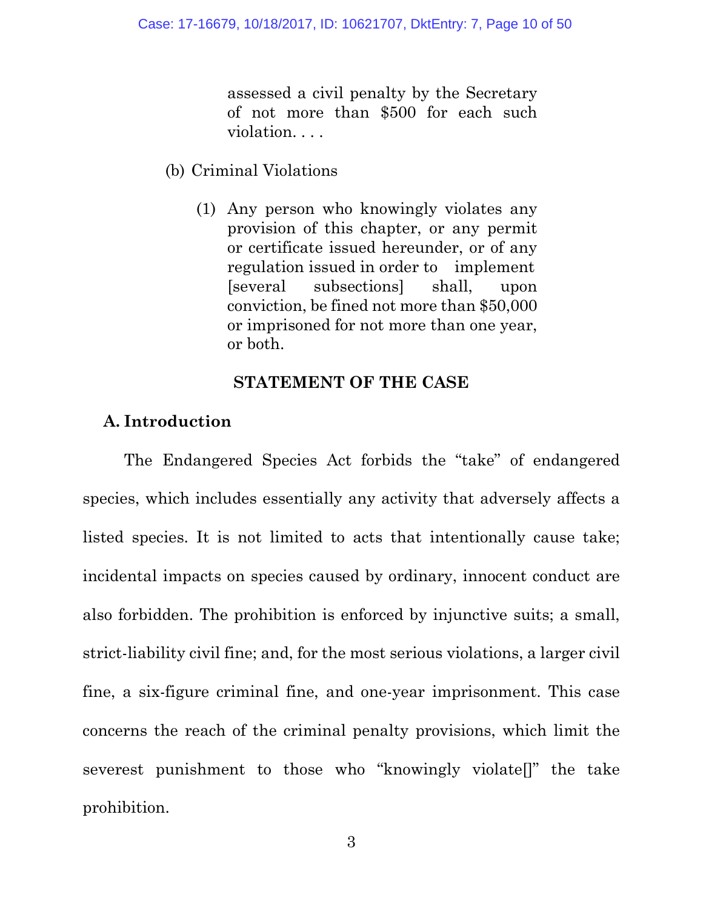> assessed a civil penalty by the Secretary of not more than $500 for each such violation. . . .

(b) Criminal Violations

> (1) Any person who knowingly violates any provision of this chapter, or any permit or certificate issued hereunder, or of any regulation issued in order to implement [several subsections] shall, upon conviction, be fined not more than $50,000 or imprisoned for not more than one year, or both.

## STATEMENT OF THE CASE

### A. Introduction

The Endangered Species Act forbids the "take" of endangered species, which includes essentially any activity that adversely affects a listed species. It is not limited to acts that intentionally cause take; incidental impacts on species caused by ordinary, innocent conduct are also forbidden. The prohibition is enforced by injunctive suits; a small, strict-liability civil fine; and, for the most serious violations, a larger civil fine, a six-figure criminal fine, and one-year imprisonment. This case concerns the reach of the criminal penalty provisions, which limit the severest punishment to those who "knowingly violate[]" the take prohibition.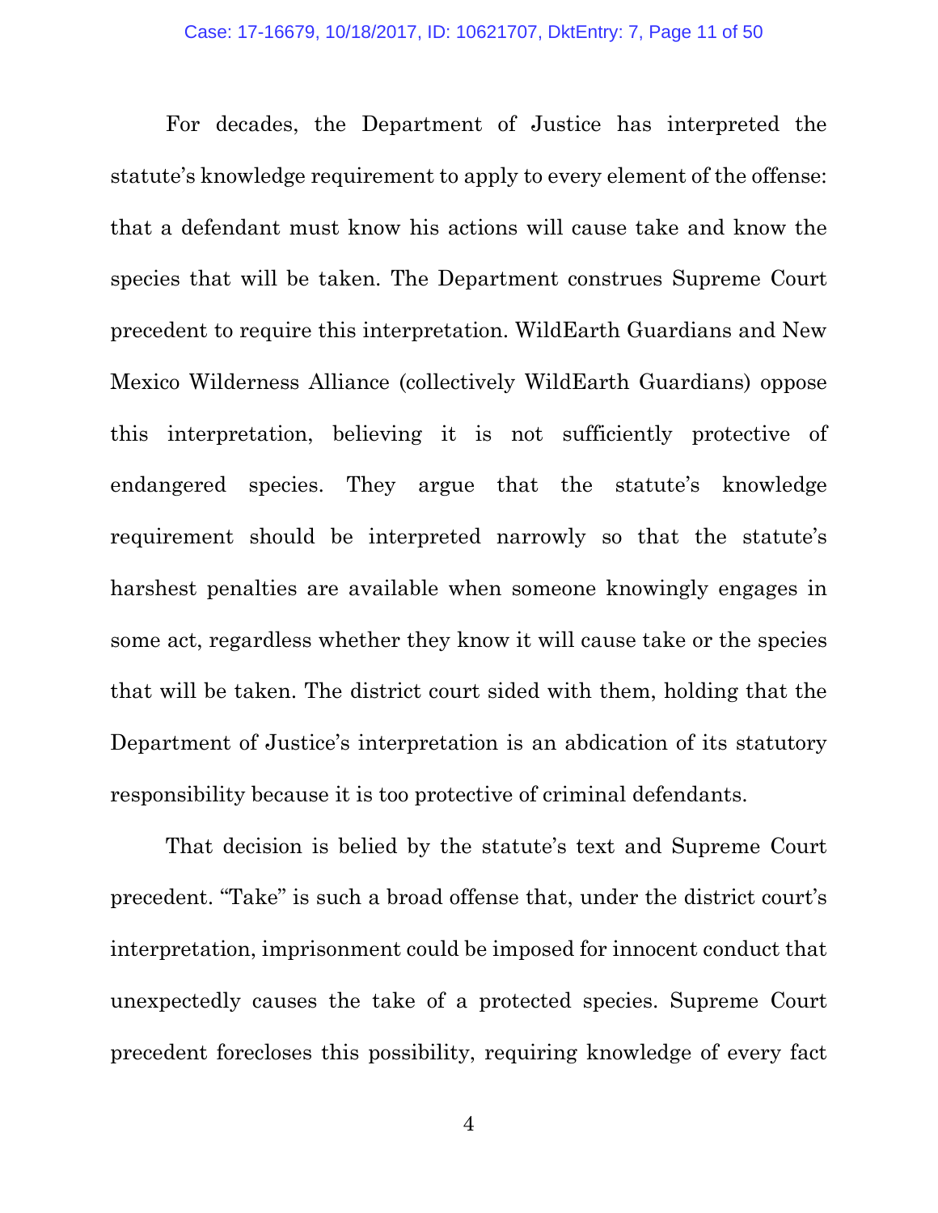For decades, the Department of Justice has interpreted the statute's knowledge requirement to apply to every element of the offense: that a defendant must know his actions will cause take and know the species that will be taken. The Department construes Supreme Court precedent to require this interpretation. WildEarth Guardians and New Mexico Wilderness Alliance (collectively WildEarth Guardians) oppose this interpretation, believing it is not sufficiently protective of endangered species. They argue that the statute's knowledge requirement should be interpreted narrowly so that the statute's harshest penalties are available when someone knowingly engages in some act, regardless whether they know it will cause take or the species that will be taken. The district court sided with them, holding that the Department of Justice's interpretation is an abdication of its statutory responsibility because it is too protective of criminal defendants.

That decision is belied by the statute's text and Supreme Court precedent. "Take" is such a broad offense that, under the district court's interpretation, imprisonment could be imposed for innocent conduct that unexpectedly causes the take of a protected species. Supreme Court precedent forecloses this possibility, requiring knowledge of every fact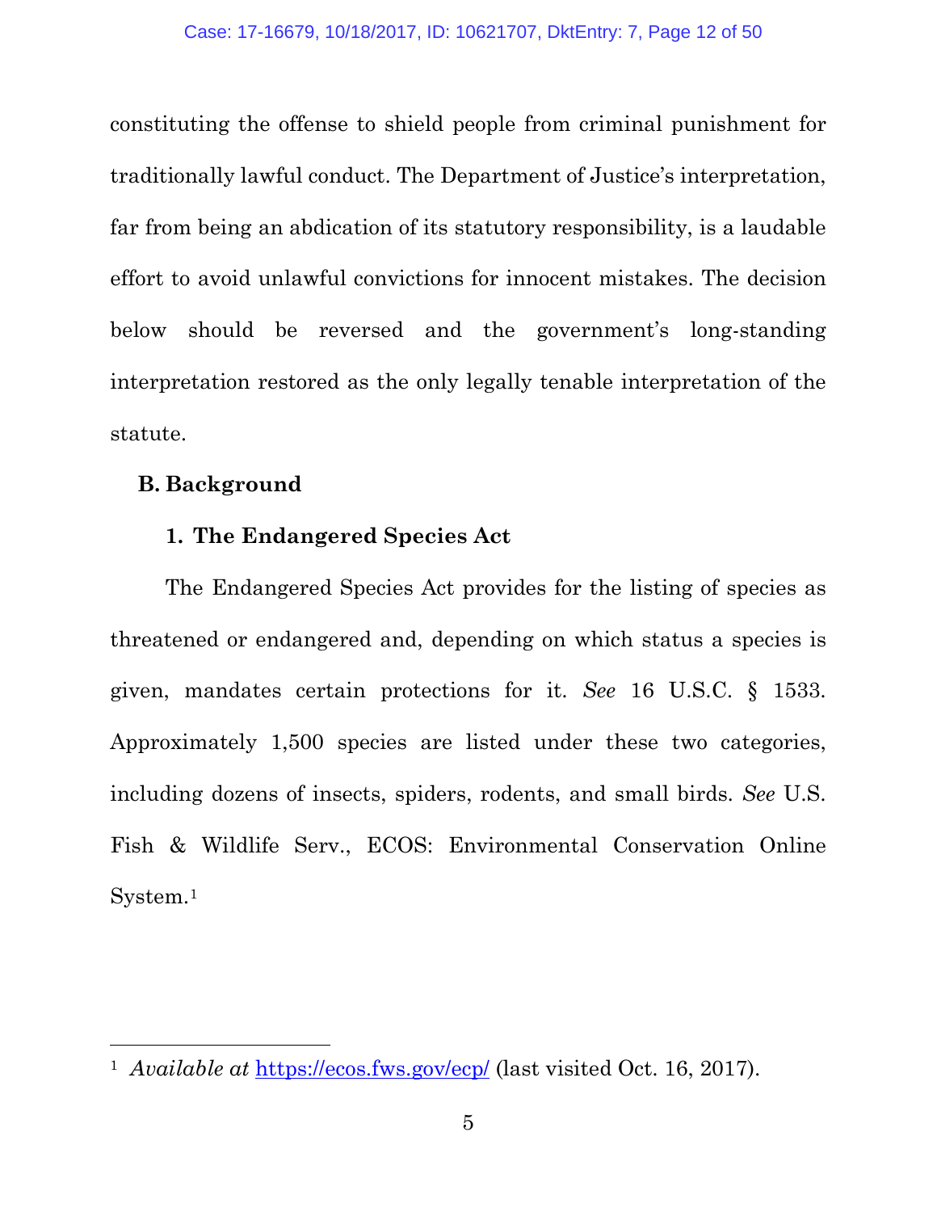constituting the offense to shield people from criminal punishment for traditionally lawful conduct. The Department of Justice's interpretation, far from being an abdication of its statutory responsibility, is a laudable effort to avoid unlawful convictions for innocent mistakes. The decision below should be reversed and the government's long-standing interpretation restored as the only legally tenable interpretation of the statute.

## B. Background

### 1. The Endangered Species Act

The Endangered Species Act provides for the listing of species as threatened or endangered and, depending on which status a species is given, mandates certain protections for it. *See* 16 U.S.C. § 1533. Approximately 1,500 species are listed under these two categories, including dozens of insects, spiders, rodents, and small birds. *See* U.S. Fish & Wildlife Serv., ECOS: Environmental Conservation Online System.[1]

---

[1] *Available at* https://ecos.fws.gov/ecp/ (last visited Oct. 16, 2017).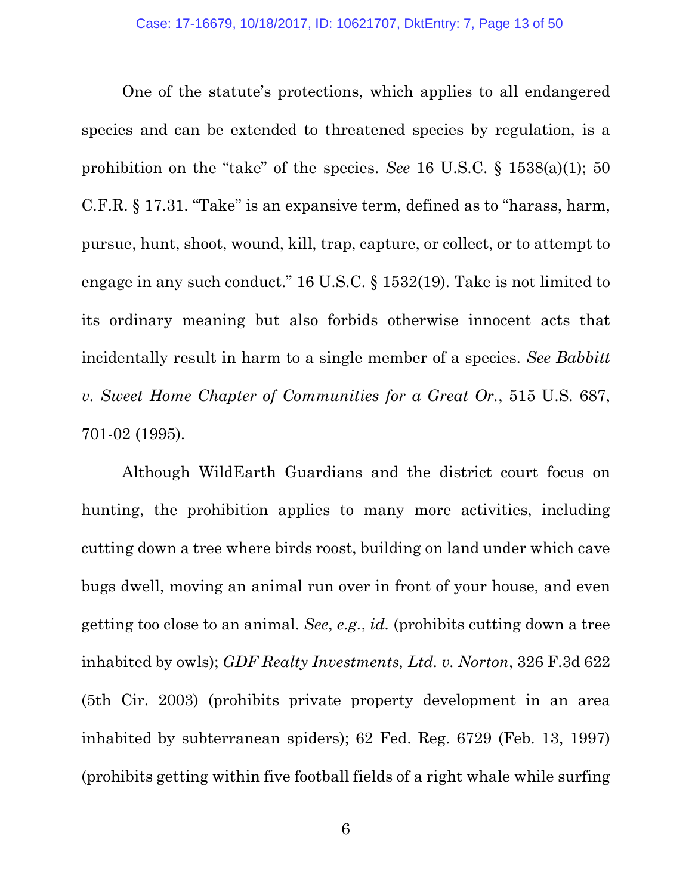One of the statute's protections, which applies to all endangered species and can be extended to threatened species by regulation, is a prohibition on the "take" of the species. *See* 16 U.S.C. § 1538(a)(1); 50 C.F.R. § 17.31. "Take" is an expansive term, defined as to "harass, harm, pursue, hunt, shoot, wound, kill, trap, capture, or collect, or to attempt to engage in any such conduct." 16 U.S.C. § 1532(19). Take is not limited to its ordinary meaning but also forbids otherwise innocent acts that incidentally result in harm to a single member of a species. *See Babbitt v. Sweet Home Chapter of Communities for a Great Or.*, 515 U.S. 687, 701-02 (1995).

Although WildEarth Guardians and the district court focus on hunting, the prohibition applies to many more activities, including cutting down a tree where birds roost, building on land under which cave bugs dwell, moving an animal run over in front of your house, and even getting too close to an animal. *See*, *e.g.*, *id.* (prohibits cutting down a tree inhabited by owls); *GDF Realty Investments, Ltd. v. Norton*, 326 F.3d 622 (5th Cir. 2003) (prohibits private property development in an area inhabited by subterranean spiders); 62 Fed. Reg. 6729 (Feb. 13, 1997) (prohibits getting within five football fields of a right whale while surfing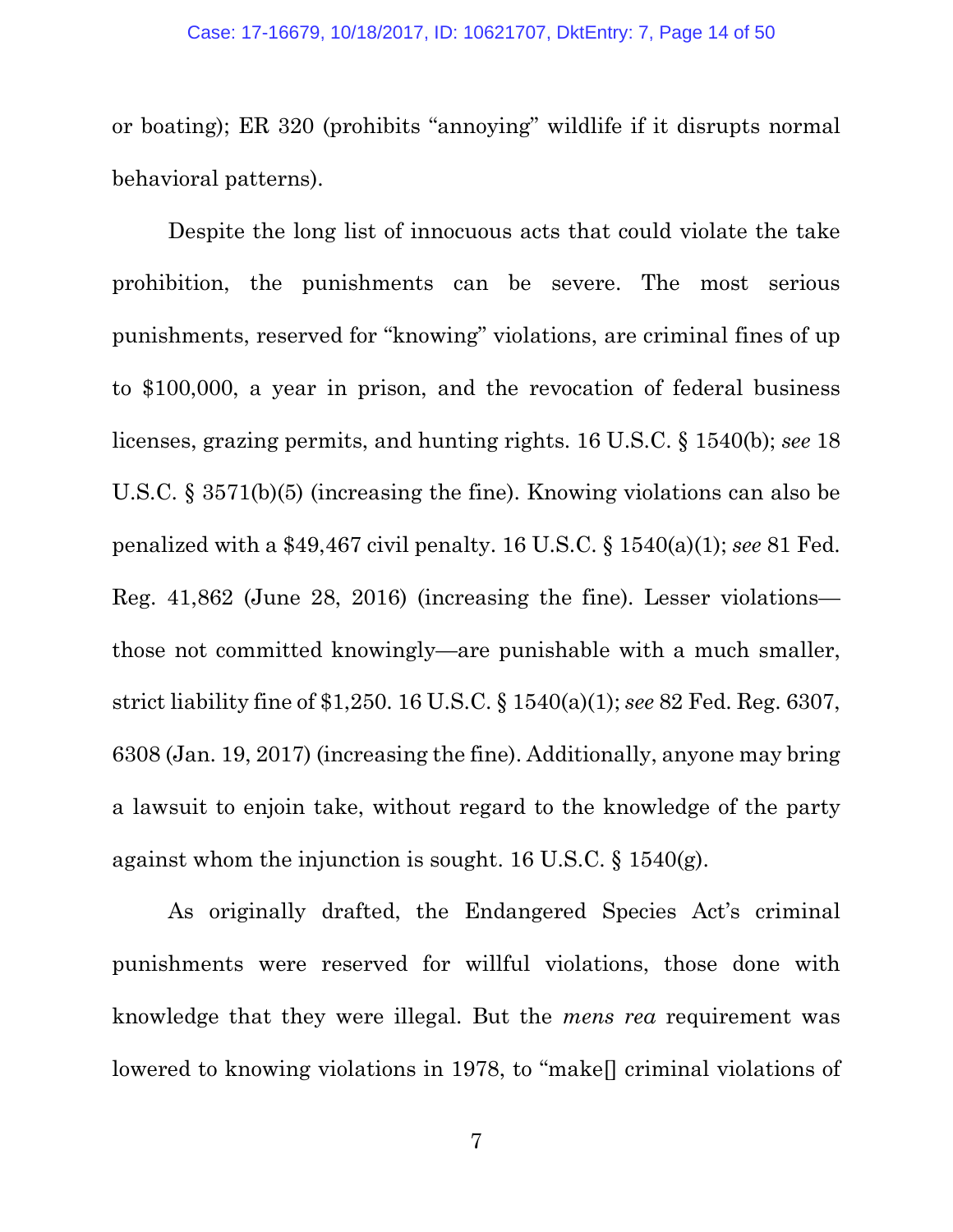or boating); ER 320 (prohibits "annoying" wildlife if it disrupts normal behavioral patterns).

Despite the long list of innocuous acts that could violate the take prohibition, the punishments can be severe. The most serious punishments, reserved for "knowing" violations, are criminal fines of up to $100,000, a year in prison, and the revocation of federal business licenses, grazing permits, and hunting rights. 16 U.S.C. § 1540(b); *see* 18 U.S.C. § 3571(b)(5) (increasing the fine). Knowing violations can also be penalized with a $49,467 civil penalty. 16 U.S.C. § 1540(a)(1); *see* 81 Fed. Reg. 41,862 (June 28, 2016) (increasing the fine). Lesser violations—those not committed knowingly—are punishable with a much smaller, strict liability fine of $1,250. 16 U.S.C. § 1540(a)(1); *see* 82 Fed. Reg. 6307, 6308 (Jan. 19, 2017) (increasing the fine). Additionally, anyone may bring a lawsuit to enjoin take, without regard to the knowledge of the party against whom the injunction is sought. 16 U.S.C. § 1540(g).

As originally drafted, the Endangered Species Act's criminal punishments were reserved for willful violations, those done with knowledge that they were illegal. But the *mens rea* requirement was lowered to knowing violations in 1978, to "make[] criminal violations of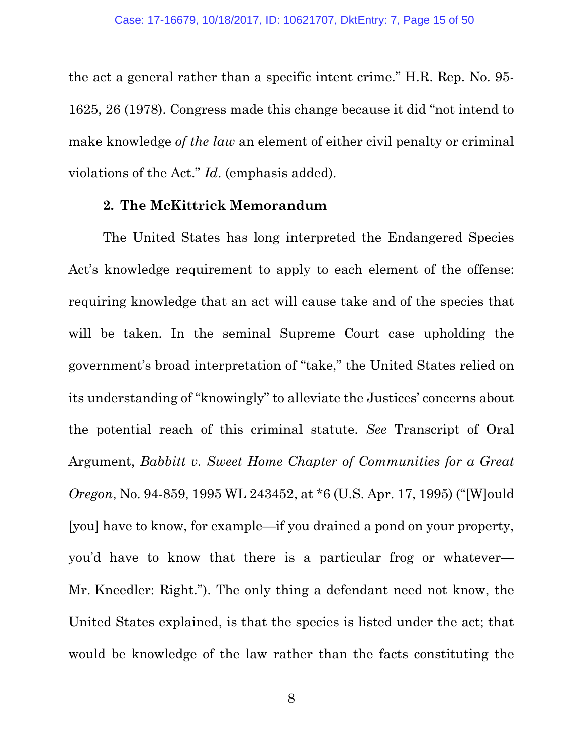the act a general rather than a specific intent crime." H.R. Rep. No. 95-1625, 26 (1978). Congress made this change because it did "not intend to make knowledge *of the law* an element of either civil penalty or criminal violations of the Act." *Id*. (emphasis added).

**2. The McKittrick Memorandum**

The United States has long interpreted the Endangered Species Act's knowledge requirement to apply to each element of the offense: requiring knowledge that an act will cause take and of the species that will be taken. In the seminal Supreme Court case upholding the government's broad interpretation of "take," the United States relied on its understanding of "knowingly" to alleviate the Justices' concerns about the potential reach of this criminal statute. *See* Transcript of Oral Argument, *Babbitt v. Sweet Home Chapter of Communities for a Great Oregon*, No. 94-859, 1995 WL 243452, at *6 (U.S. Apr. 17, 1995) ("[W]ould [you] have to know, for example—if you drained a pond on your property, you'd have to know that there is a particular frog or whatever—Mr. Kneedler: Right."). The only thing a defendant need not know, the United States explained, is that the species is listed under the act; that would be knowledge of the law rather than the facts constituting the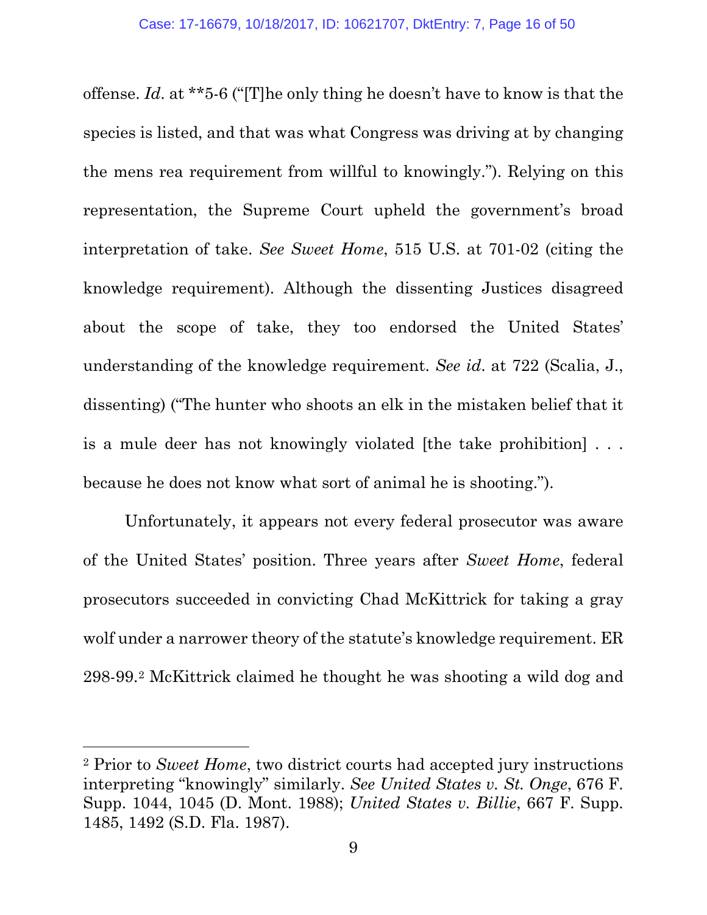offense. *Id*. at **5-6 ("[T]he only thing he doesn't have to know is that the species is listed, and that was what Congress was driving at by changing the mens rea requirement from willful to knowingly."). Relying on this representation, the Supreme Court upheld the government's broad interpretation of take. *See Sweet Home*, 515 U.S. at 701-02 (citing the knowledge requirement). Although the dissenting Justices disagreed about the scope of take, they too endorsed the United States' understanding of the knowledge requirement. *See id*. at 722 (Scalia, J., dissenting) ("The hunter who shoots an elk in the mistaken belief that it is a mule deer has not knowingly violated [the take prohibition] . . . because he does not know what sort of animal he is shooting.").

Unfortunately, it appears not every federal prosecutor was aware of the United States' position. Three years after *Sweet Home*, federal prosecutors succeeded in convicting Chad McKittrick for taking a gray wolf under a narrower theory of the statute's knowledge requirement. ER 298-99.[2] McKittrick claimed he thought he was shooting a wild dog and

---

[2] Prior to *Sweet Home*, two district courts had accepted jury instructions interpreting "knowingly" similarly. *See United States v. St. Onge*, 676 F. Supp. 1044, 1045 (D. Mont. 1988); *United States v. Billie*, 667 F. Supp. 1485, 1492 (S.D. Fla. 1987).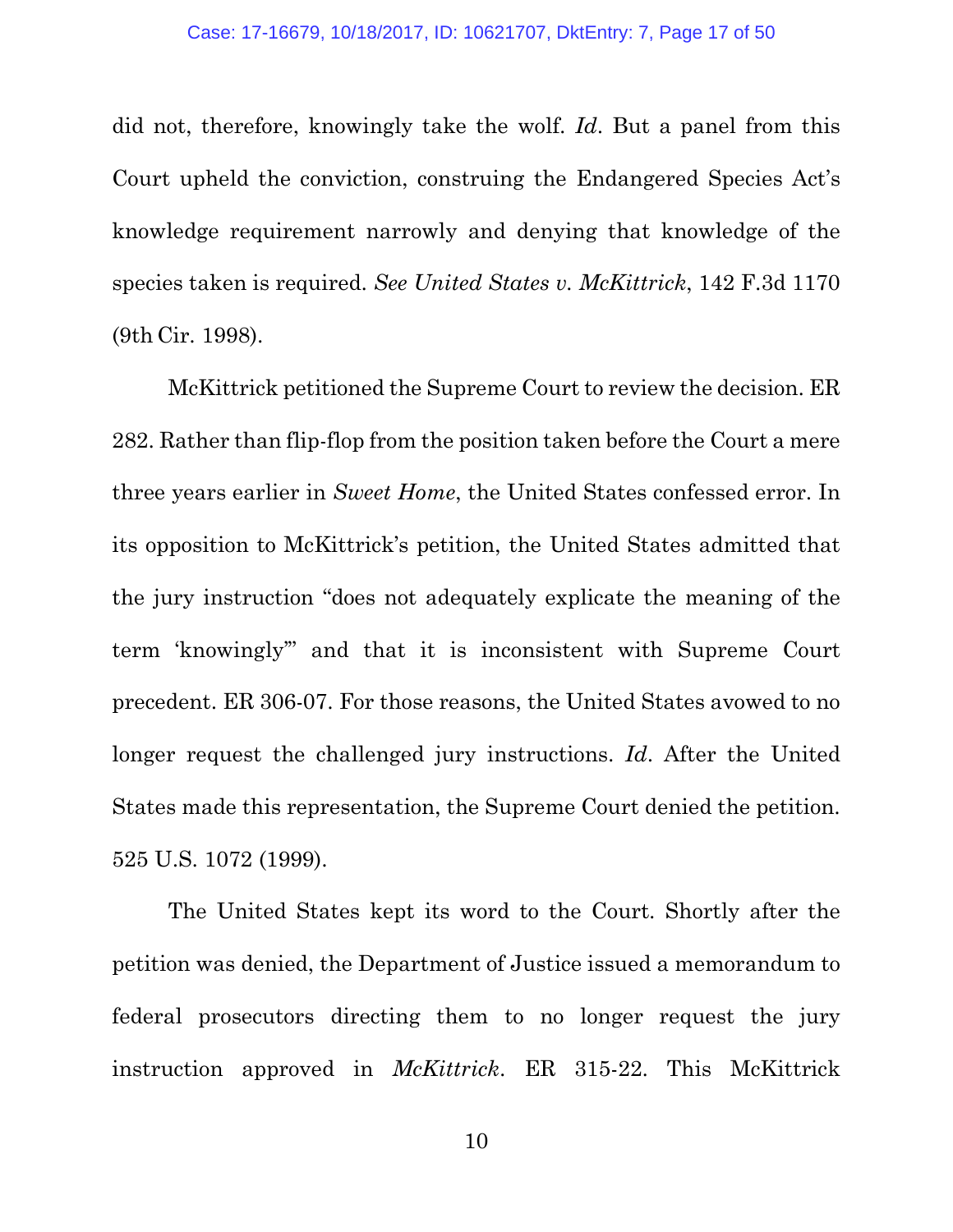did not, therefore, knowingly take the wolf. *Id*. But a panel from this Court upheld the conviction, construing the Endangered Species Act's knowledge requirement narrowly and denying that knowledge of the species taken is required. *See United States v. McKittrick*, 142 F.3d 1170 (9th Cir. 1998).

McKittrick petitioned the Supreme Court to review the decision. ER 282. Rather than flip-flop from the position taken before the Court a mere three years earlier in *Sweet Home*, the United States confessed error. In its opposition to McKittrick's petition, the United States admitted that the jury instruction "does not adequately explicate the meaning of the term 'knowingly'" and that it is inconsistent with Supreme Court precedent. ER 306-07. For those reasons, the United States avowed to no longer request the challenged jury instructions. *Id*. After the United States made this representation, the Supreme Court denied the petition. 525 U.S. 1072 (1999).

The United States kept its word to the Court. Shortly after the petition was denied, the Department of Justice issued a memorandum to federal prosecutors directing them to no longer request the jury instruction approved in *McKittrick*. ER 315-22. This McKittrick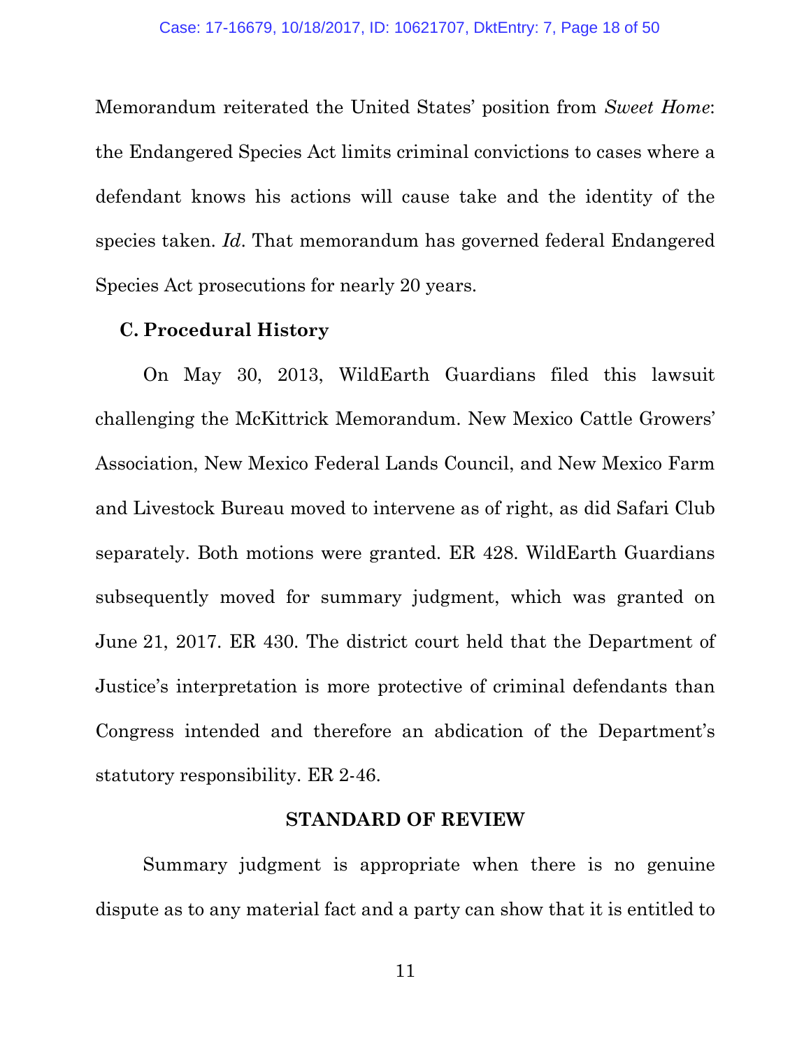Memorandum reiterated the United States' position from *Sweet Home*: the Endangered Species Act limits criminal convictions to cases where a defendant knows his actions will cause take and the identity of the species taken. *Id*. That memorandum has governed federal Endangered Species Act prosecutions for nearly 20 years.

### C. Procedural History

On May 30, 2013, WildEarth Guardians filed this lawsuit challenging the McKittrick Memorandum. New Mexico Cattle Growers' Association, New Mexico Federal Lands Council, and New Mexico Farm and Livestock Bureau moved to intervene as of right, as did Safari Club separately. Both motions were granted. ER 428. WildEarth Guardians subsequently moved for summary judgment, which was granted on June 21, 2017. ER 430. The district court held that the Department of Justice's interpretation is more protective of criminal defendants than Congress intended and therefore an abdication of the Department's statutory responsibility. ER 2-46.

## STANDARD OF REVIEW

Summary judgment is appropriate when there is no genuine dispute as to any material fact and a party can show that it is entitled to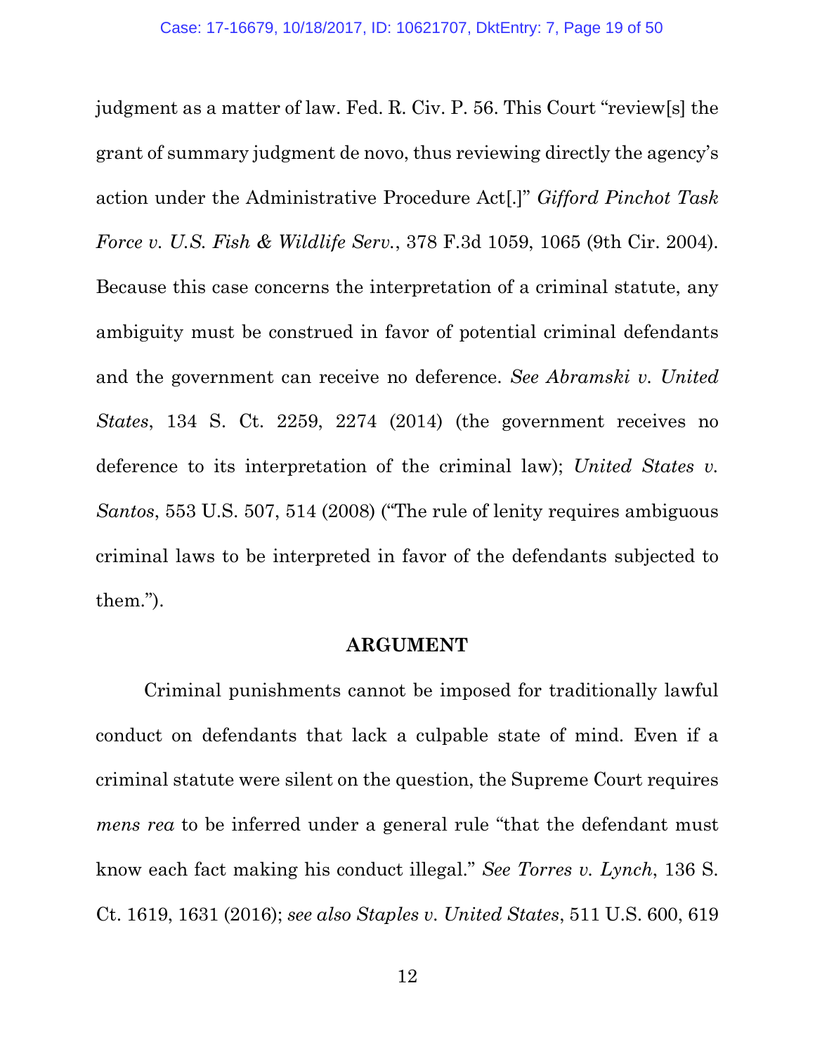judgment as a matter of law. Fed. R. Civ. P. 56. This Court "review[s] the grant of summary judgment de novo, thus reviewing directly the agency's action under the Administrative Procedure Act[.]" *Gifford Pinchot Task Force v. U.S. Fish & Wildlife Serv.*, 378 F.3d 1059, 1065 (9th Cir. 2004). Because this case concerns the interpretation of a criminal statute, any ambiguity must be construed in favor of potential criminal defendants and the government can receive no deference. *See Abramski v. United States*, 134 S. Ct. 2259, 2274 (2014) (the government receives no deference to its interpretation of the criminal law); *United States v. Santos*, 553 U.S. 507, 514 (2008) ("The rule of lenity requires ambiguous criminal laws to be interpreted in favor of the defendants subjected to them.").

## ARGUMENT

Criminal punishments cannot be imposed for traditionally lawful conduct on defendants that lack a culpable state of mind. Even if a criminal statute were silent on the question, the Supreme Court requires *mens rea* to be inferred under a general rule "that the defendant must know each fact making his conduct illegal." *See Torres v. Lynch*, 136 S. Ct. 1619, 1631 (2016); *see also Staples v. United States*, 511 U.S. 600, 619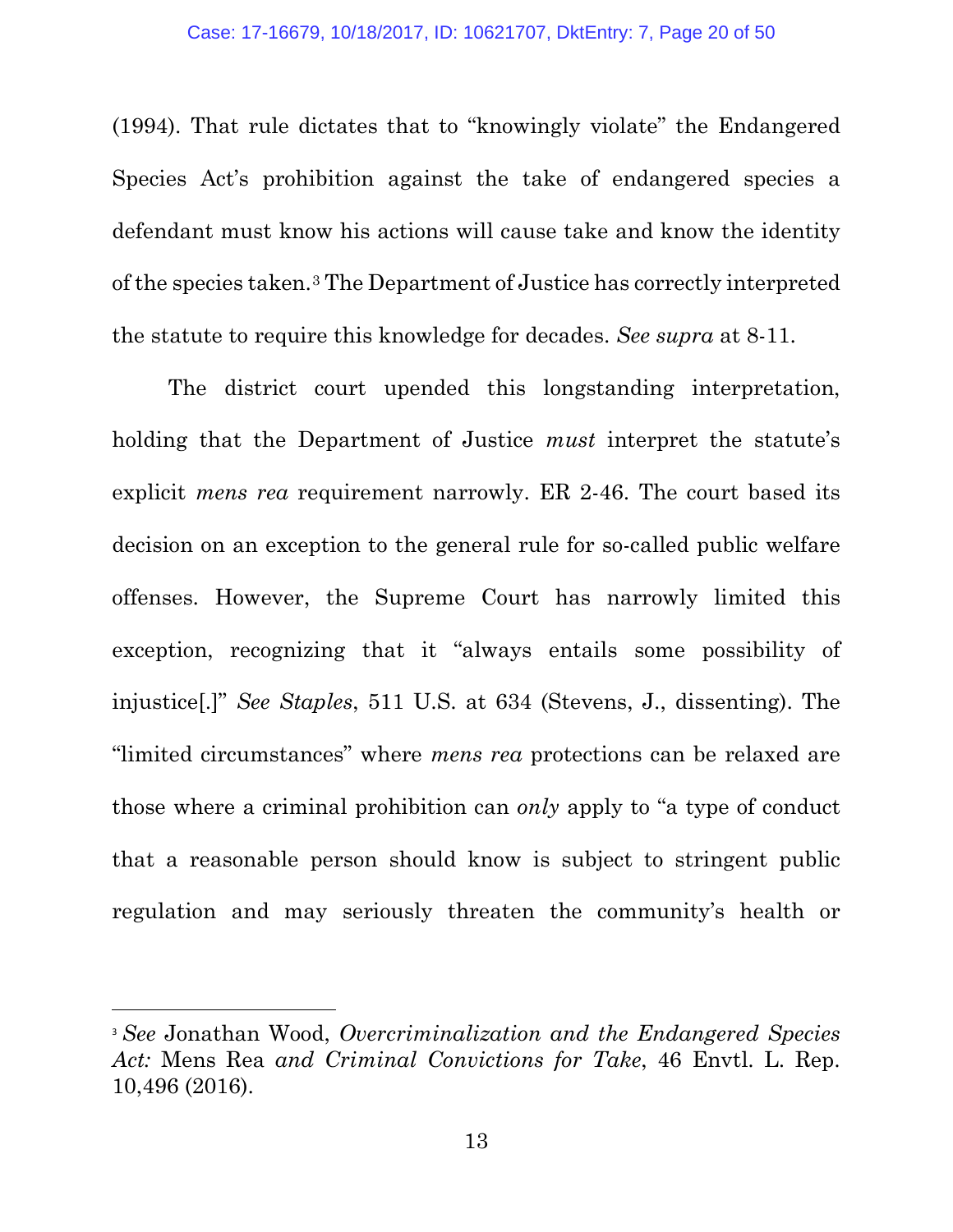(1994). That rule dictates that to "knowingly violate" the Endangered Species Act's prohibition against the take of endangered species a defendant must know his actions will cause take and know the identity of the species taken.[3] The Department of Justice has correctly interpreted the statute to require this knowledge for decades. *See supra* at 8-11.

The district court upended this longstanding interpretation, holding that the Department of Justice *must* interpret the statute's explicit *mens rea* requirement narrowly. ER 2-46. The court based its decision on an exception to the general rule for so-called public welfare offenses. However, the Supreme Court has narrowly limited this exception, recognizing that it "always entails some possibility of injustice[.]" *See Staples*, 511 U.S. at 634 (Stevens, J., dissenting). The "limited circumstances" where *mens rea* protections can be relaxed are those where a criminal prohibition can *only* apply to "a type of conduct that a reasonable person should know is subject to stringent public regulation and may seriously threaten the community's health or

---

[3] *See* Jonathan Wood, *Overcriminalization and the Endangered Species Act:* Mens Rea *and Criminal Convictions for Take*, 46 Envtl. L. Rep. 10,496 (2016).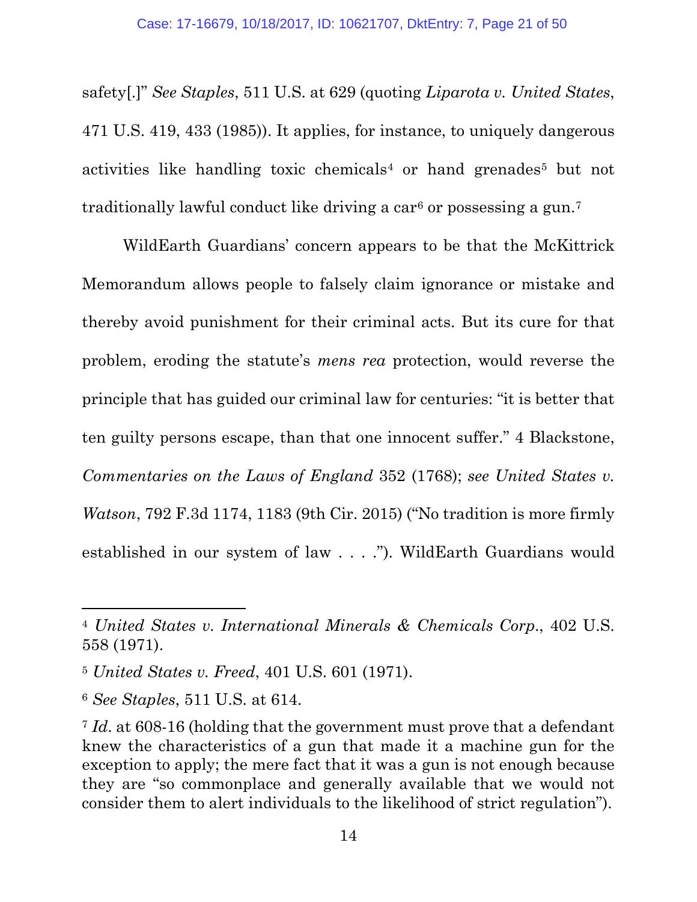safety[.]" *See Staples*, 511 U.S. at 629 (quoting *Liparota v. United States*, 471 U.S. 419, 433 (1985)). It applies, for instance, to uniquely dangerous activities like handling toxic chemicals[4] or hand grenades[5] but not traditionally lawful conduct like driving a car[6] or possessing a gun.[7]

WildEarth Guardians' concern appears to be that the McKittrick Memorandum allows people to falsely claim ignorance or mistake and thereby avoid punishment for their criminal acts. But its cure for that problem, eroding the statute's *mens rea* protection, would reverse the principle that has guided our criminal law for centuries: "it is better that ten guilty persons escape, than that one innocent suffer." 4 Blackstone, *Commentaries on the Laws of England* 352 (1768); *see United States v. Watson*, 792 F.3d 1174, 1183 (9th Cir. 2015) ("No tradition is more firmly established in our system of law . . . ."). WildEarth Guardians would

---

[4] *United States v. International Minerals & Chemicals Corp.*, 402 U.S. 558 (1971).

[5] *United States v. Freed*, 401 U.S. 601 (1971).

[6] *See Staples*, 511 U.S. at 614.

[7] *Id.* at 608-16 (holding that the government must prove that a defendant knew the characteristics of a gun that made it a machine gun for the exception to apply; the mere fact that it was a gun is not enough because they are "so commonplace and generally available that we would not consider them to alert individuals to the likelihood of strict regulation").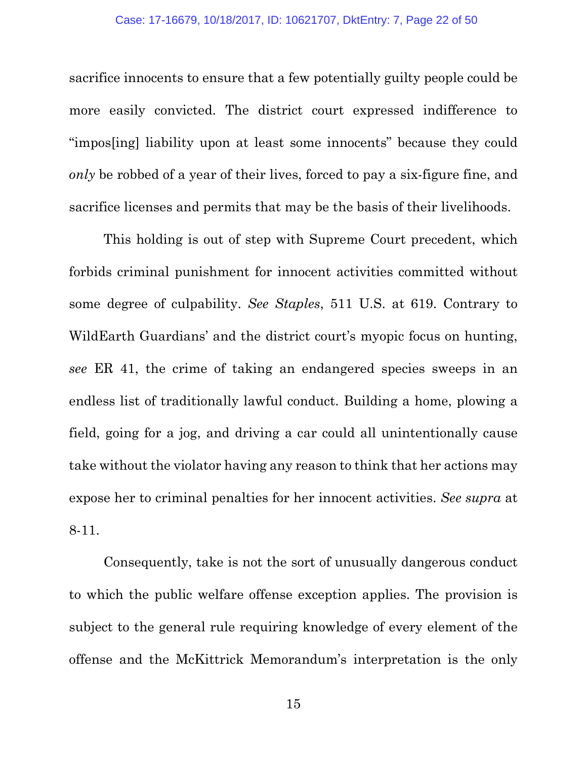sacrifice innocents to ensure that a few potentially guilty people could be more easily convicted. The district court expressed indifference to "impos[ing] liability upon at least some innocents" because they could *only* be robbed of a year of their lives, forced to pay a six-figure fine, and sacrifice licenses and permits that may be the basis of their livelihoods.

This holding is out of step with Supreme Court precedent, which forbids criminal punishment for innocent activities committed without some degree of culpability. *See Staples*, 511 U.S. at 619. Contrary to WildEarth Guardians' and the district court's myopic focus on hunting, *see* ER 41, the crime of taking an endangered species sweeps in an endless list of traditionally lawful conduct. Building a home, plowing a field, going for a jog, and driving a car could all unintentionally cause take without the violator having any reason to think that her actions may expose her to criminal penalties for her innocent activities. *See supra* at 8-11.

Consequently, take is not the sort of unusually dangerous conduct to which the public welfare offense exception applies. The provision is subject to the general rule requiring knowledge of every element of the offense and the McKittrick Memorandum's interpretation is the only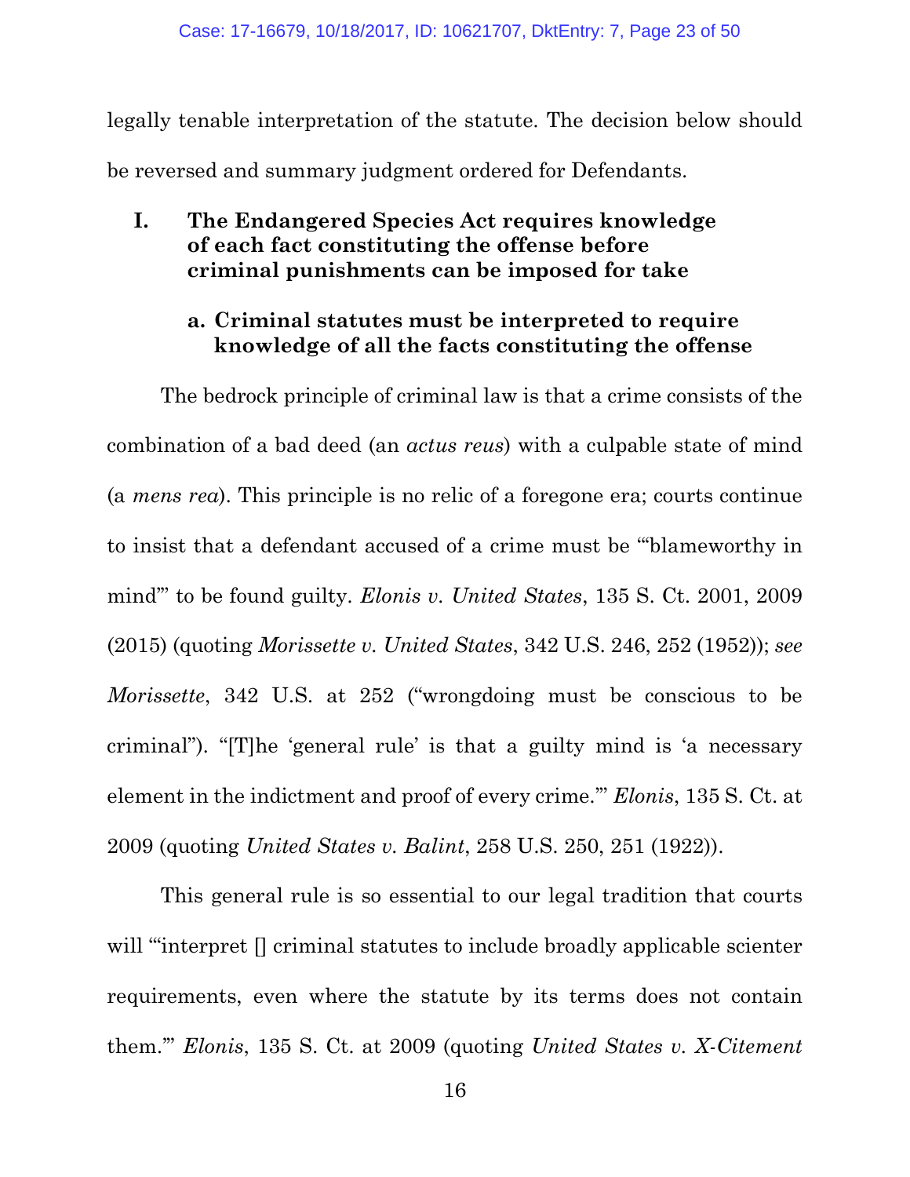legally tenable interpretation of the statute. The decision below should be reversed and summary judgment ordered for Defendants.

## I. The Endangered Species Act requires knowledge of each fact constituting the offense before criminal punishments can be imposed for take

### a. Criminal statutes must be interpreted to require knowledge of all the facts constituting the offense

The bedrock principle of criminal law is that a crime consists of the combination of a bad deed (an *actus reus*) with a culpable state of mind (a *mens rea*). This principle is no relic of a foregone era; courts continue to insist that a defendant accused of a crime must be "'blameworthy in mind'" to be found guilty. *Elonis v. United States*, 135 S. Ct. 2001, 2009 (2015) (quoting *Morissette v. United States*, 342 U.S. 246, 252 (1952)); *see Morissette*, 342 U.S. at 252 ("wrongdoing must be conscious to be criminal"). "[T]he 'general rule' is that a guilty mind is 'a necessary element in the indictment and proof of every crime.'" *Elonis*, 135 S. Ct. at 2009 (quoting *United States v. Balint*, 258 U.S. 250, 251 (1922)).

This general rule is so essential to our legal tradition that courts will "'interpret [] criminal statutes to include broadly applicable scienter requirements, even where the statute by its terms does not contain them.'" *Elonis*, 135 S. Ct. at 2009 (quoting *United States v. X-Citement*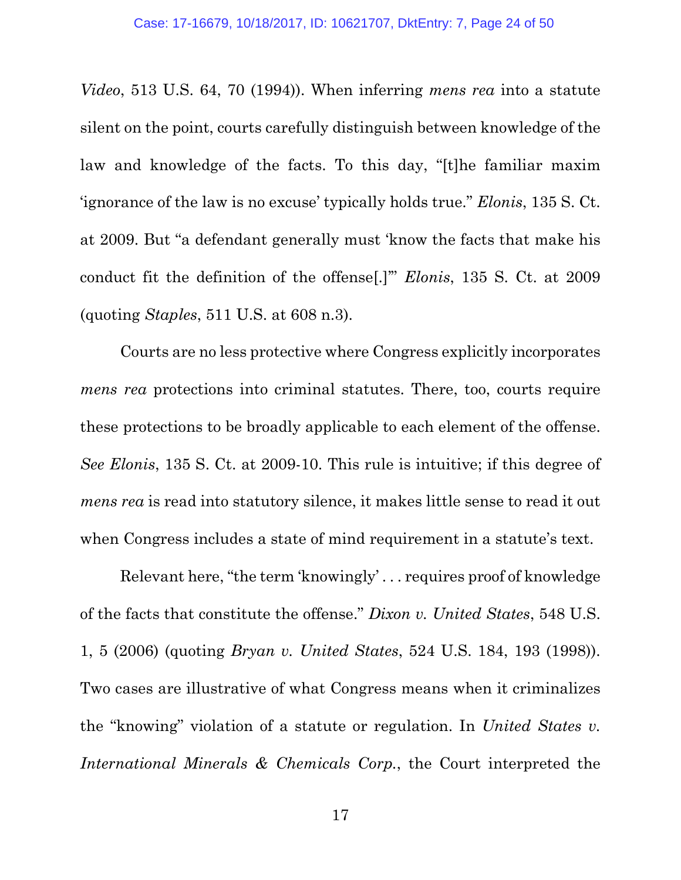*Video*, 513 U.S. 64, 70 (1994)). When inferring *mens rea* into a statute silent on the point, courts carefully distinguish between knowledge of the law and knowledge of the facts. To this day, "[t]he familiar maxim 'ignorance of the law is no excuse' typically holds true." *Elonis*, 135 S. Ct. at 2009. But "a defendant generally must 'know the facts that make his conduct fit the definition of the offense[.]'" *Elonis*, 135 S. Ct. at 2009 (quoting *Staples*, 511 U.S. at 608 n.3).

Courts are no less protective where Congress explicitly incorporates *mens rea* protections into criminal statutes. There, too, courts require these protections to be broadly applicable to each element of the offense. *See Elonis*, 135 S. Ct. at 2009-10. This rule is intuitive; if this degree of *mens rea* is read into statutory silence, it makes little sense to read it out when Congress includes a state of mind requirement in a statute's text.

Relevant here, "the term 'knowingly' . . . requires proof of knowledge of the facts that constitute the offense." *Dixon v. United States*, 548 U.S. 1, 5 (2006) (quoting *Bryan v. United States*, 524 U.S. 184, 193 (1998)). Two cases are illustrative of what Congress means when it criminalizes the "knowing" violation of a statute or regulation. In *United States v. International Minerals & Chemicals Corp.*, the Court interpreted the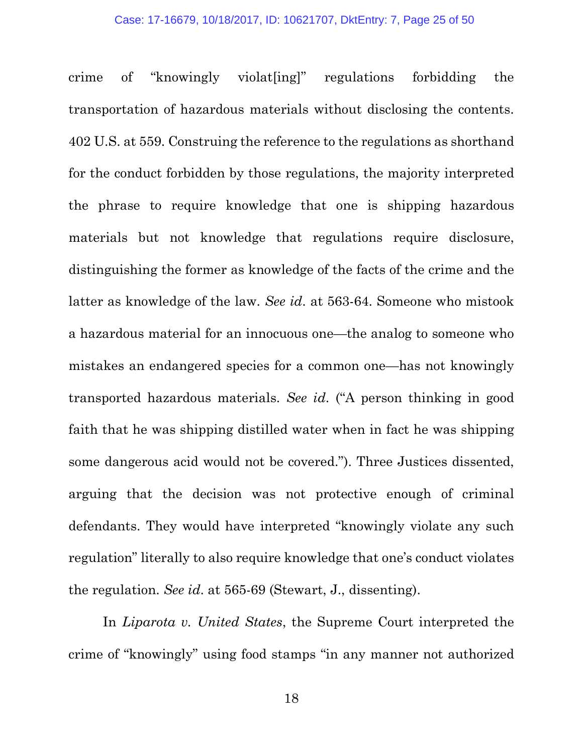crime of "knowingly violat[ing]" regulations forbidding the transportation of hazardous materials without disclosing the contents. 402 U.S. at 559. Construing the reference to the regulations as shorthand for the conduct forbidden by those regulations, the majority interpreted the phrase to require knowledge that one is shipping hazardous materials but not knowledge that regulations require disclosure, distinguishing the former as knowledge of the facts of the crime and the latter as knowledge of the law. *See id.* at 563-64. Someone who mistook a hazardous material for an innocuous one—the analog to someone who mistakes an endangered species for a common one—has not knowingly transported hazardous materials. *See id.* ("A person thinking in good faith that he was shipping distilled water when in fact he was shipping some dangerous acid would not be covered."). Three Justices dissented, arguing that the decision was not protective enough of criminal defendants. They would have interpreted "knowingly violate any such regulation" literally to also require knowledge that one's conduct violates the regulation. *See id.* at 565-69 (Stewart, J., dissenting).

In *Liparota v. United States*, the Supreme Court interpreted the crime of "knowingly" using food stamps "in any manner not authorized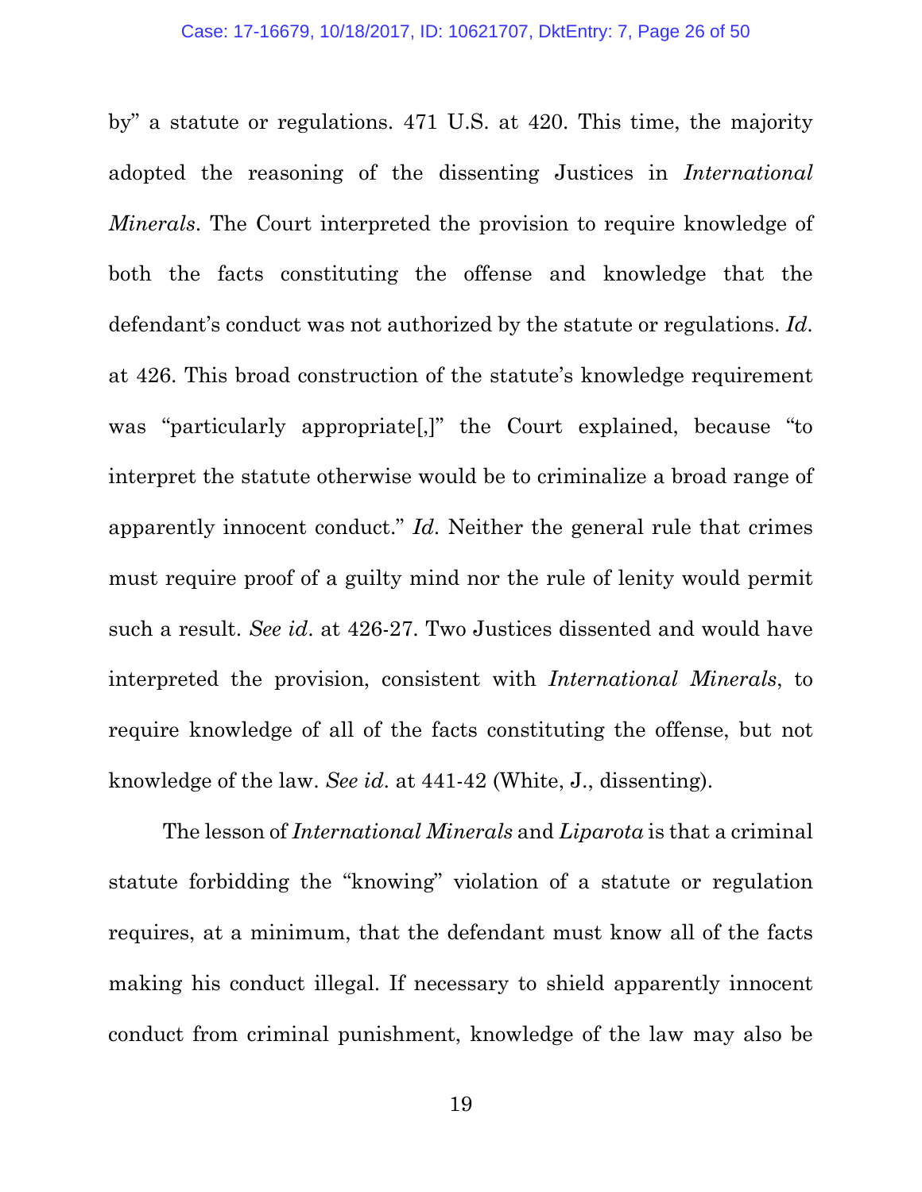by" a statute or regulations. 471 U.S. at 420. This time, the majority adopted the reasoning of the dissenting Justices in *International Minerals*. The Court interpreted the provision to require knowledge of both the facts constituting the offense and knowledge that the defendant's conduct was not authorized by the statute or regulations. *Id.* at 426. This broad construction of the statute's knowledge requirement was "particularly appropriate[,]" the Court explained, because "to interpret the statute otherwise would be to criminalize a broad range of apparently innocent conduct." *Id.* Neither the general rule that crimes must require proof of a guilty mind nor the rule of lenity would permit such a result. *See id.* at 426-27. Two Justices dissented and would have interpreted the provision, consistent with *International Minerals*, to require knowledge of all of the facts constituting the offense, but not knowledge of the law. *See id.* at 441-42 (White, J., dissenting).

The lesson of *International Minerals* and *Liparota* is that a criminal statute forbidding the "knowing" violation of a statute or regulation requires, at a minimum, that the defendant must know all of the facts making his conduct illegal. If necessary to shield apparently innocent conduct from criminal punishment, knowledge of the law may also be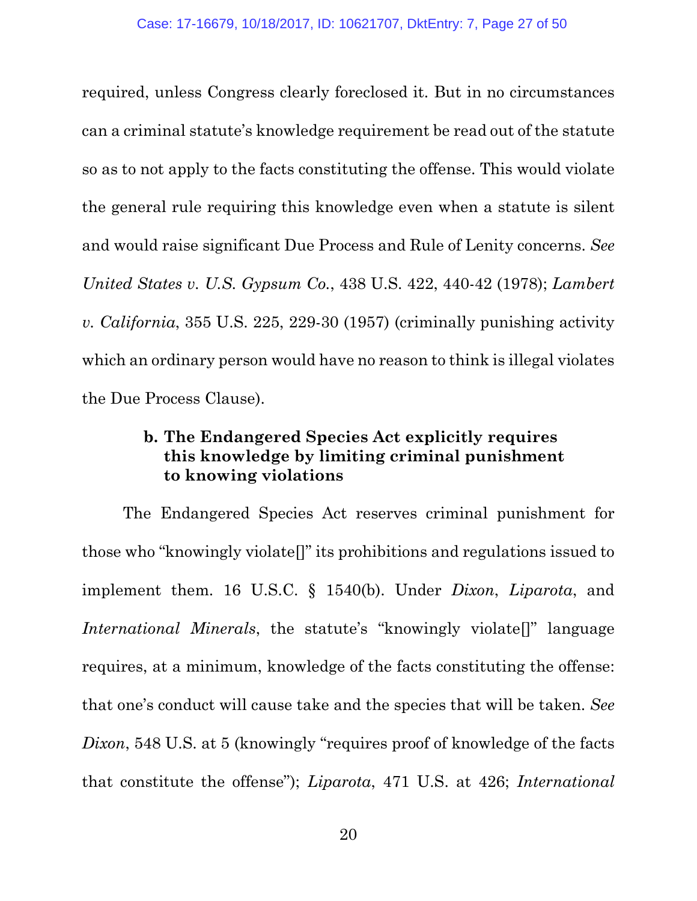required, unless Congress clearly foreclosed it. But in no circumstances can a criminal statute's knowledge requirement be read out of the statute so as to not apply to the facts constituting the offense. This would violate the general rule requiring this knowledge even when a statute is silent and would raise significant Due Process and Rule of Lenity concerns. *See United States v. U.S. Gypsum Co.*, 438 U.S. 422, 440-42 (1978); *Lambert v. California*, 355 U.S. 225, 229-30 (1957) (criminally punishing activity which an ordinary person would have no reason to think is illegal violates the Due Process Clause).

**b. The Endangered Species Act explicitly requires this knowledge by limiting criminal punishment to knowing violations**

The Endangered Species Act reserves criminal punishment for those who "knowingly violate[]" its prohibitions and regulations issued to implement them. 16 U.S.C. § 1540(b). Under *Dixon*, *Liparota*, and *International Minerals*, the statute's "knowingly violate[]" language requires, at a minimum, knowledge of the facts constituting the offense: that one's conduct will cause take and the species that will be taken. *See Dixon*, 548 U.S. at 5 (knowingly "requires proof of knowledge of the facts that constitute the offense"); *Liparota*, 471 U.S. at 426; *International*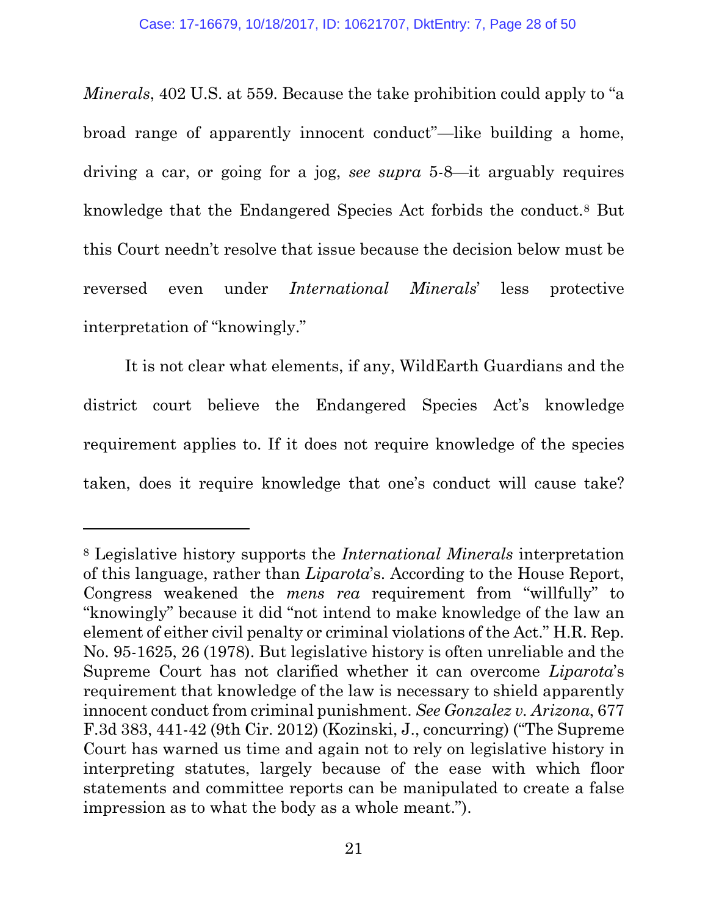*Minerals*, 402 U.S. at 559. Because the take prohibition could apply to "a broad range of apparently innocent conduct"—like building a home, driving a car, or going for a jog, *see supra* 5-8—it arguably requires knowledge that the Endangered Species Act forbids the conduct.[8] But this Court needn't resolve that issue because the decision below must be reversed even under *International Minerals*' less protective interpretation of "knowingly."

It is not clear what elements, if any, WildEarth Guardians and the district court believe the Endangered Species Act's knowledge requirement applies to. If it does not require knowledge of the species taken, does it require knowledge that one's conduct will cause take?

---

[8] Legislative history supports the *International Minerals* interpretation of this language, rather than *Liparota*'s. According to the House Report, Congress weakened the *mens rea* requirement from "willfully" to "knowingly" because it did "not intend to make knowledge of the law an element of either civil penalty or criminal violations of the Act." H.R. Rep. No. 95-1625, 26 (1978). But legislative history is often unreliable and the Supreme Court has not clarified whether it can overcome *Liparota*'s requirement that knowledge of the law is necessary to shield apparently innocent conduct from criminal punishment. *See Gonzalez v. Arizona*, 677 F.3d 383, 441-42 (9th Cir. 2012) (Kozinski, J., concurring) ("The Supreme Court has warned us time and again not to rely on legislative history in interpreting statutes, largely because of the ease with which floor statements and committee reports can be manipulated to create a false impression as to what the body as a whole meant.").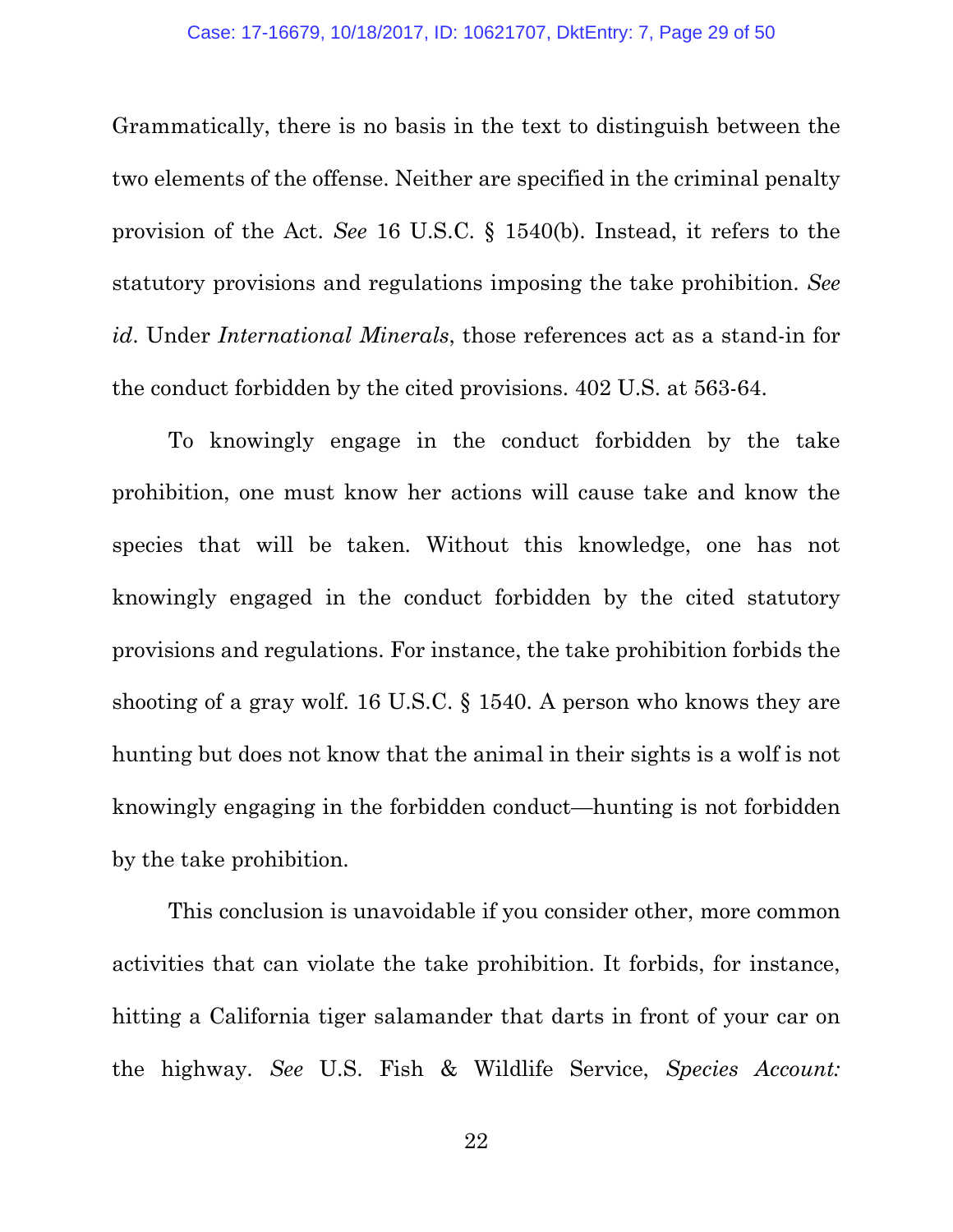Grammatically, there is no basis in the text to distinguish between the two elements of the offense. Neither are specified in the criminal penalty provision of the Act. *See* 16 U.S.C. § 1540(b). Instead, it refers to the statutory provisions and regulations imposing the take prohibition. *See id*. Under *International Minerals*, those references act as a stand-in for the conduct forbidden by the cited provisions. 402 U.S. at 563-64.

To knowingly engage in the conduct forbidden by the take prohibition, one must know her actions will cause take and know the species that will be taken. Without this knowledge, one has not knowingly engaged in the conduct forbidden by the cited statutory provisions and regulations. For instance, the take prohibition forbids the shooting of a gray wolf. 16 U.S.C. § 1540. A person who knows they are hunting but does not know that the animal in their sights is a wolf is not knowingly engaging in the forbidden conduct—hunting is not forbidden by the take prohibition.

This conclusion is unavoidable if you consider other, more common activities that can violate the take prohibition. It forbids, for instance, hitting a California tiger salamander that darts in front of your car on the highway. *See* U.S. Fish & Wildlife Service, *Species Account:*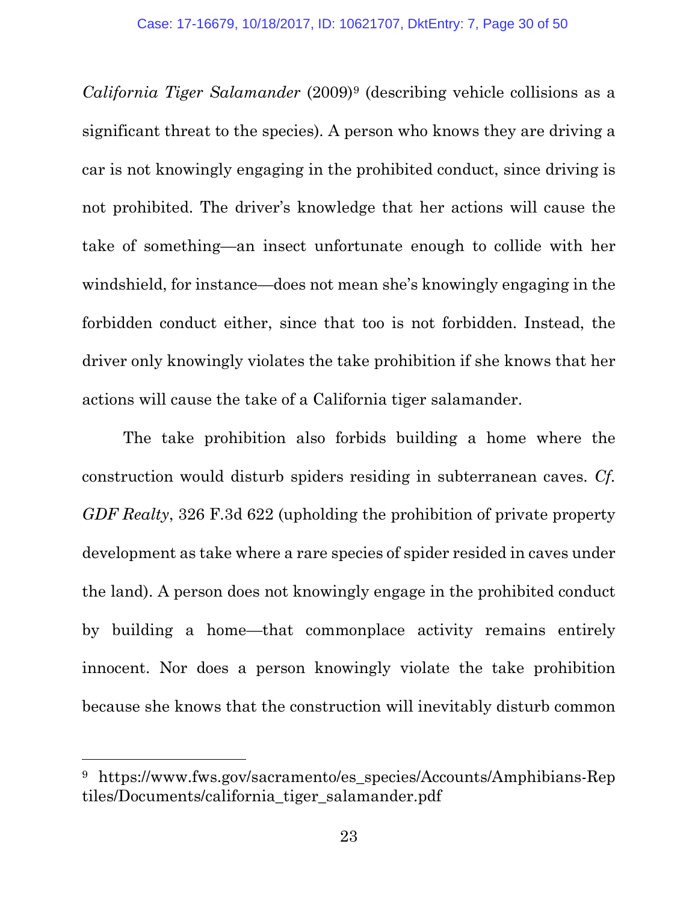*California Tiger Salamander* (2009)[9] (describing vehicle collisions as a significant threat to the species). A person who knows they are driving a car is not knowingly engaging in the prohibited conduct, since driving is not prohibited. The driver's knowledge that her actions will cause the take of something—an insect unfortunate enough to collide with her windshield, for instance—does not mean she's knowingly engaging in the forbidden conduct either, since that too is not forbidden. Instead, the driver only knowingly violates the take prohibition if she knows that her actions will cause the take of a California tiger salamander.

The take prohibition also forbids building a home where the construction would disturb spiders residing in subterranean caves. *Cf. GDF Realty*, 326 F.3d 622 (upholding the prohibition of private property development as take where a rare species of spider resided in caves under the land). A person does not knowingly engage in the prohibited conduct by building a home—that commonplace activity remains entirely innocent. Nor does a person knowingly violate the take prohibition because she knows that the construction will inevitably disturb common

---

[9] https://www.fws.gov/sacramento/es_species/Accounts/Amphibians-Reptiles/Documents/california_tiger_salamander.pdf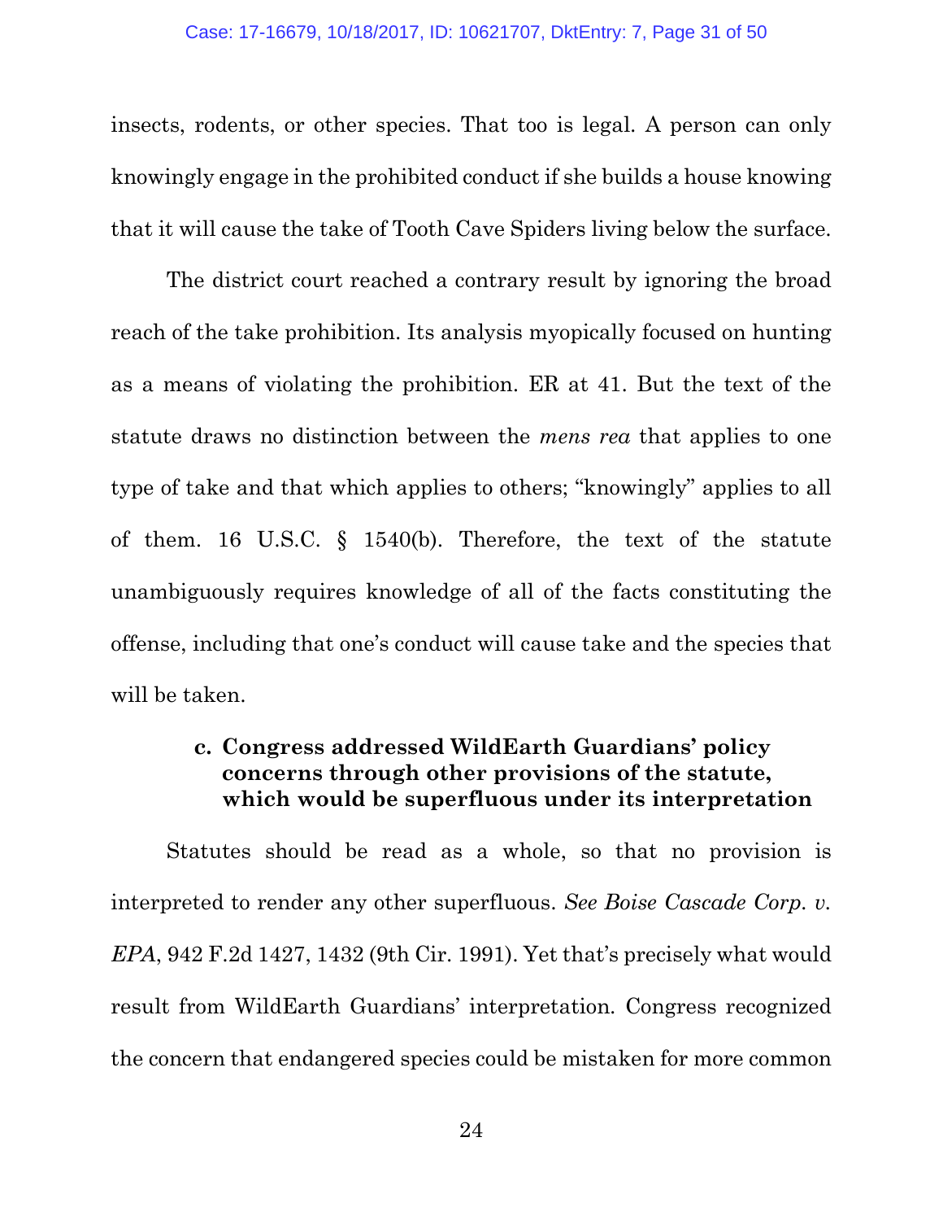insects, rodents, or other species. That too is legal. A person can only knowingly engage in the prohibited conduct if she builds a house knowing that it will cause the take of Tooth Cave Spiders living below the surface.

The district court reached a contrary result by ignoring the broad reach of the take prohibition. Its analysis myopically focused on hunting as a means of violating the prohibition. ER at 41. But the text of the statute draws no distinction between the *mens rea* that applies to one type of take and that which applies to others; "knowingly" applies to all of them. 16 U.S.C. § 1540(b). Therefore, the text of the statute unambiguously requires knowledge of all of the facts constituting the offense, including that one's conduct will cause take and the species that will be taken.

#### c. Congress addressed WildEarth Guardians' policy concerns through other provisions of the statute, which would be superfluous under its interpretation

Statutes should be read as a whole, so that no provision is interpreted to render any other superfluous. *See Boise Cascade Corp. v. EPA*, 942 F.2d 1427, 1432 (9th Cir. 1991). Yet that's precisely what would result from WildEarth Guardians' interpretation. Congress recognized the concern that endangered species could be mistaken for more common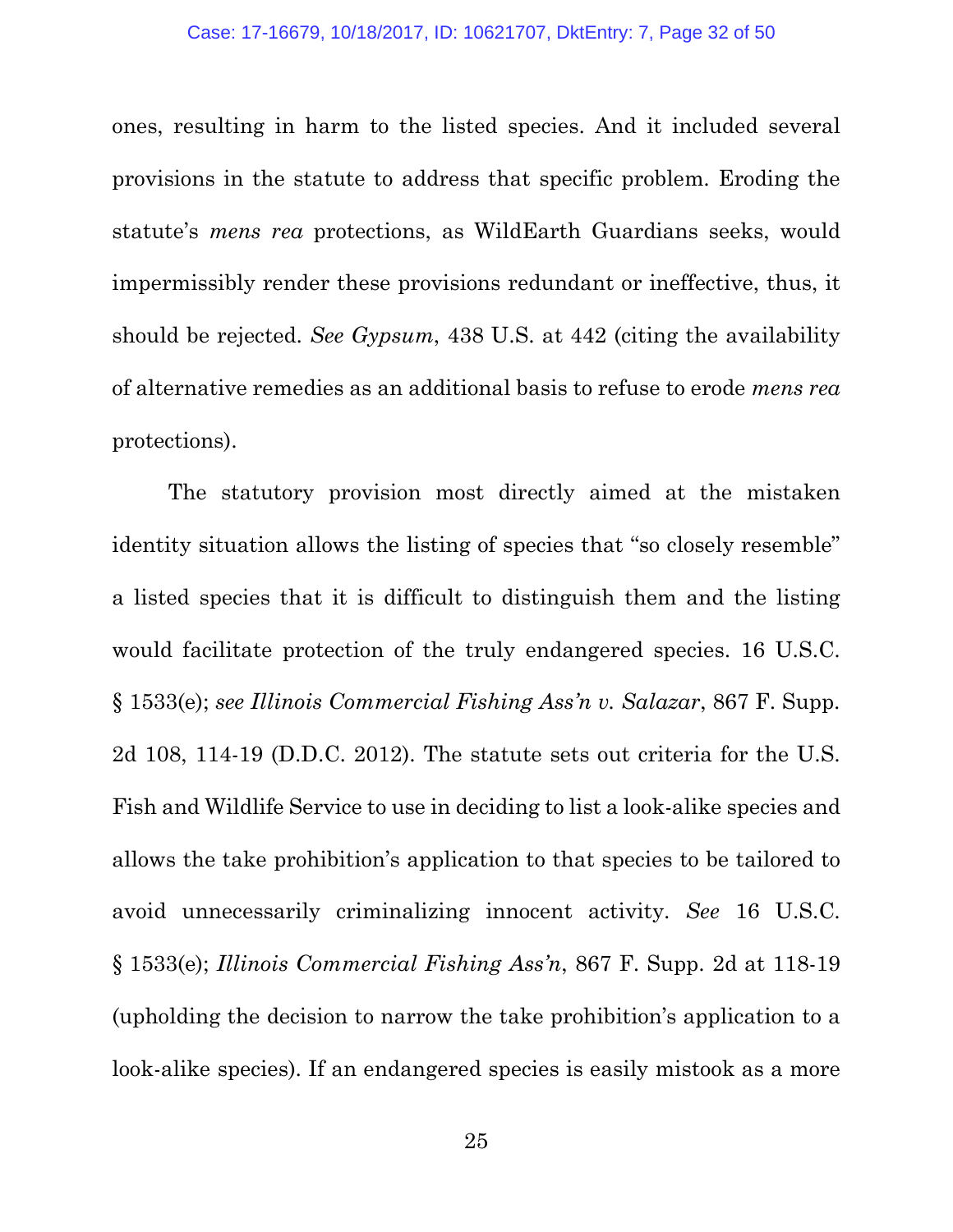ones, resulting in harm to the listed species. And it included several provisions in the statute to address that specific problem. Eroding the statute's *mens rea* protections, as WildEarth Guardians seeks, would impermissibly render these provisions redundant or ineffective, thus, it should be rejected. *See Gypsum*, 438 U.S. at 442 (citing the availability of alternative remedies as an additional basis to refuse to erode *mens rea* protections).

The statutory provision most directly aimed at the mistaken identity situation allows the listing of species that "so closely resemble" a listed species that it is difficult to distinguish them and the listing would facilitate protection of the truly endangered species. 16 U.S.C. § 1533(e); *see Illinois Commercial Fishing Ass'n v. Salazar*, 867 F. Supp. 2d 108, 114-19 (D.D.C. 2012). The statute sets out criteria for the U.S. Fish and Wildlife Service to use in deciding to list a look-alike species and allows the take prohibition's application to that species to be tailored to avoid unnecessarily criminalizing innocent activity. *See* 16 U.S.C. § 1533(e); *Illinois Commercial Fishing Ass'n*, 867 F. Supp. 2d at 118-19 (upholding the decision to narrow the take prohibition's application to a look-alike species). If an endangered species is easily mistook as a more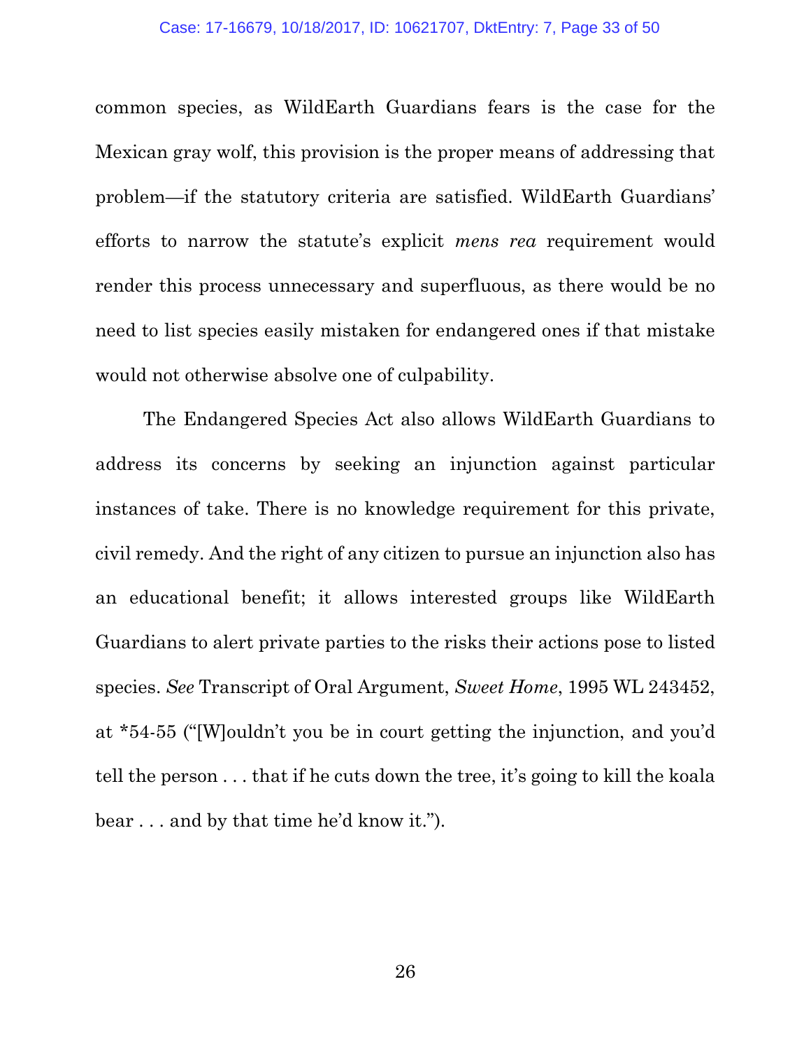common species, as WildEarth Guardians fears is the case for the Mexican gray wolf, this provision is the proper means of addressing that problem—if the statutory criteria are satisfied. WildEarth Guardians' efforts to narrow the statute's explicit *mens rea* requirement would render this process unnecessary and superfluous, as there would be no need to list species easily mistaken for endangered ones if that mistake would not otherwise absolve one of culpability.

The Endangered Species Act also allows WildEarth Guardians to address its concerns by seeking an injunction against particular instances of take. There is no knowledge requirement for this private, civil remedy. And the right of any citizen to pursue an injunction also has an educational benefit; it allows interested groups like WildEarth Guardians to alert private parties to the risks their actions pose to listed species. *See* Transcript of Oral Argument, *Sweet Home*, 1995 WL 243452, at *54-55 ("[W]ouldn't you be in court getting the injunction, and you'd tell the person . . . that if he cuts down the tree, it's going to kill the koala bear . . . and by that time he'd know it.").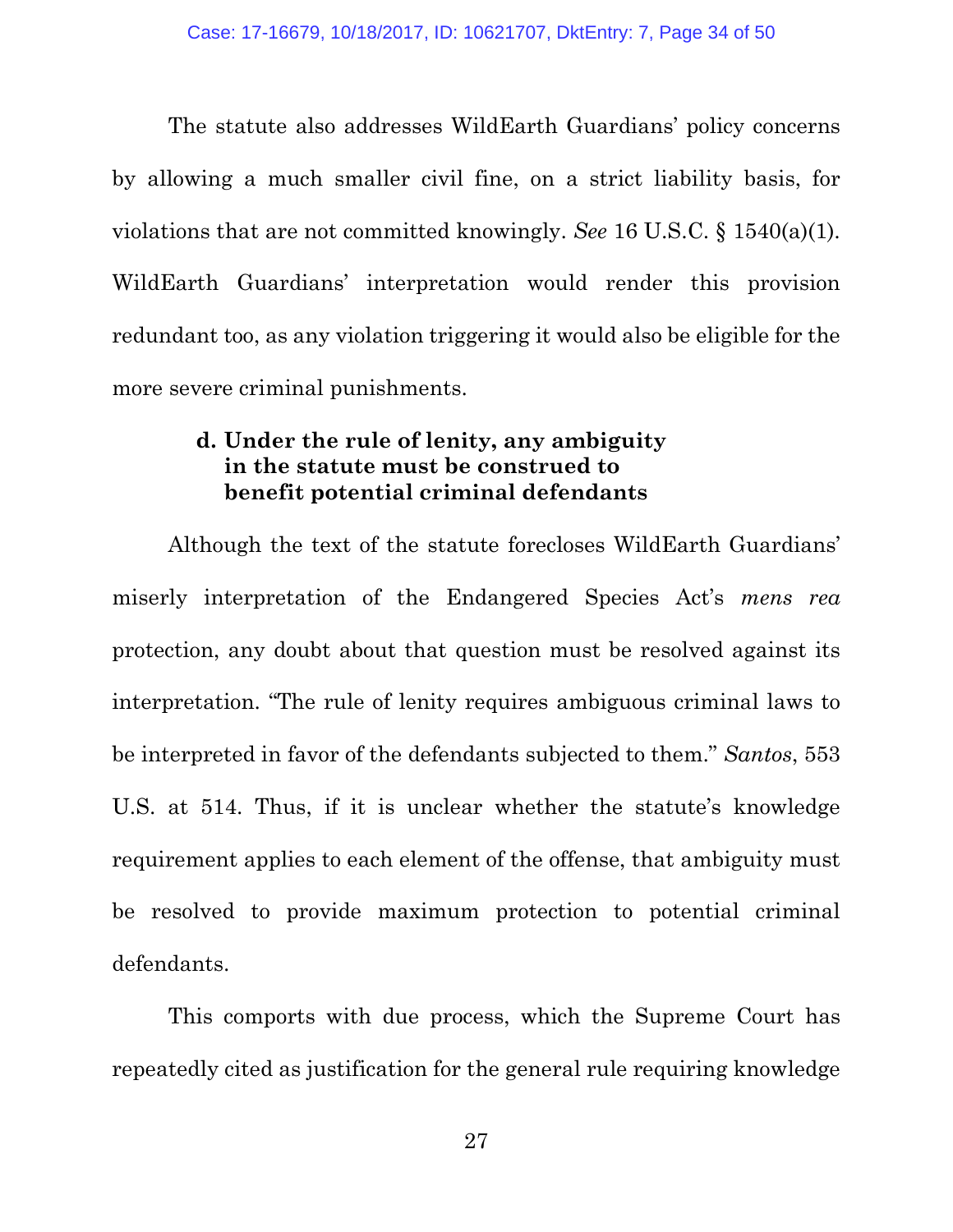The statute also addresses WildEarth Guardians' policy concerns by allowing a much smaller civil fine, on a strict liability basis, for violations that are not committed knowingly. *See* 16 U.S.C. § 1540(a)(1). WildEarth Guardians' interpretation would render this provision redundant too, as any violation triggering it would also be eligible for the more severe criminal punishments.

#### d. Under the rule of lenity, any ambiguity in the statute must be construed to benefit potential criminal defendants

Although the text of the statute forecloses WildEarth Guardians' miserly interpretation of the Endangered Species Act's *mens rea* protection, any doubt about that question must be resolved against its interpretation. "The rule of lenity requires ambiguous criminal laws to be interpreted in favor of the defendants subjected to them." *Santos*, 553 U.S. at 514. Thus, if it is unclear whether the statute's knowledge requirement applies to each element of the offense, that ambiguity must be resolved to provide maximum protection to potential criminal defendants.

This comports with due process, which the Supreme Court has repeatedly cited as justification for the general rule requiring knowledge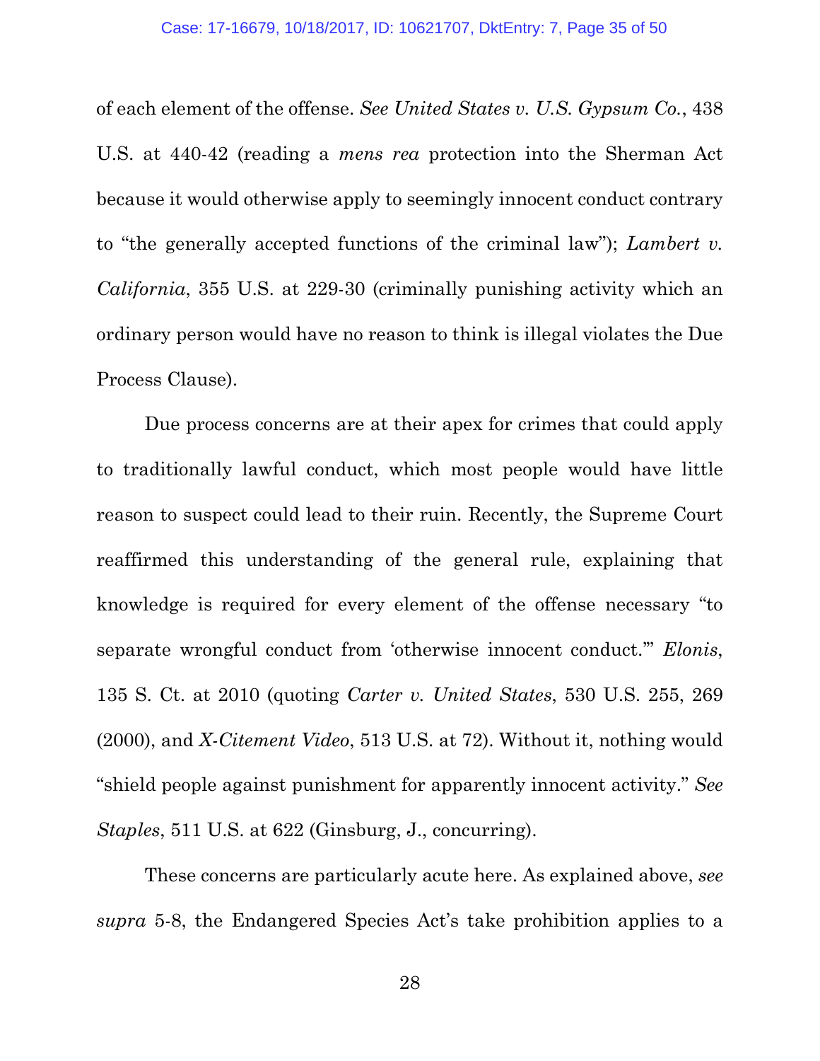of each element of the offense. *See United States v. U.S. Gypsum Co.*, 438 U.S. at 440-42 (reading a *mens rea* protection into the Sherman Act because it would otherwise apply to seemingly innocent conduct contrary to "the generally accepted functions of the criminal law"); *Lambert v. California*, 355 U.S. at 229-30 (criminally punishing activity which an ordinary person would have no reason to think is illegal violates the Due Process Clause).

Due process concerns are at their apex for crimes that could apply to traditionally lawful conduct, which most people would have little reason to suspect could lead to their ruin. Recently, the Supreme Court reaffirmed this understanding of the general rule, explaining that knowledge is required for every element of the offense necessary "to separate wrongful conduct from 'otherwise innocent conduct.'" *Elonis*, 135 S. Ct. at 2010 (quoting *Carter v. United States*, 530 U.S. 255, 269 (2000), and *X-Citement Video*, 513 U.S. at 72). Without it, nothing would "shield people against punishment for apparently innocent activity." *See Staples*, 511 U.S. at 622 (Ginsburg, J., concurring).

These concerns are particularly acute here. As explained above, *see supra* 5-8, the Endangered Species Act's take prohibition applies to a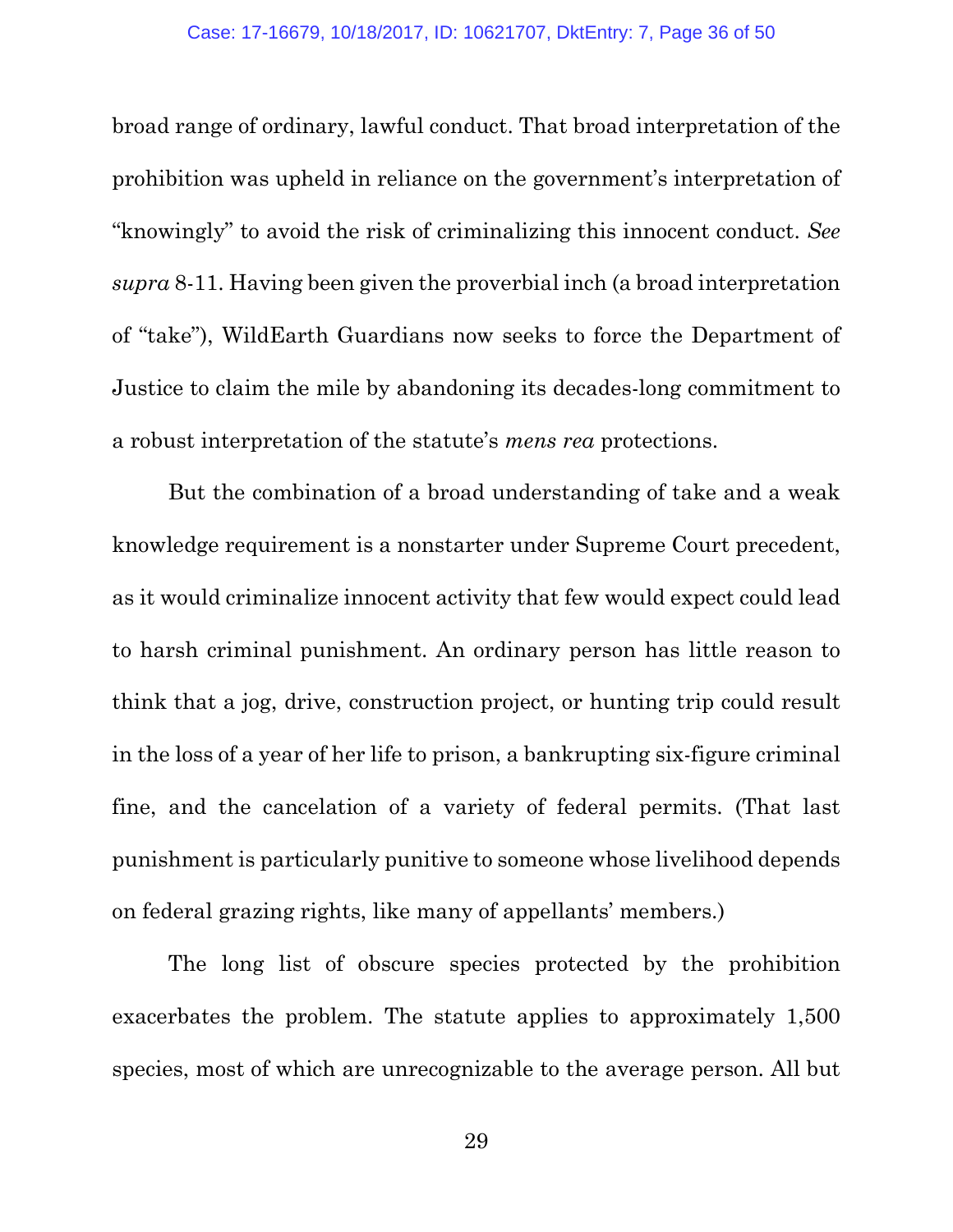broad range of ordinary, lawful conduct. That broad interpretation of the prohibition was upheld in reliance on the government's interpretation of "knowingly" to avoid the risk of criminalizing this innocent conduct. *See supra* 8-11. Having been given the proverbial inch (a broad interpretation of "take"), WildEarth Guardians now seeks to force the Department of Justice to claim the mile by abandoning its decades-long commitment to a robust interpretation of the statute's *mens rea* protections.

But the combination of a broad understanding of take and a weak knowledge requirement is a nonstarter under Supreme Court precedent, as it would criminalize innocent activity that few would expect could lead to harsh criminal punishment. An ordinary person has little reason to think that a jog, drive, construction project, or hunting trip could result in the loss of a year of her life to prison, a bankrupting six-figure criminal fine, and the cancelation of a variety of federal permits. (That last punishment is particularly punitive to someone whose livelihood depends on federal grazing rights, like many of appellants' members.)

The long list of obscure species protected by the prohibition exacerbates the problem. The statute applies to approximately 1,500 species, most of which are unrecognizable to the average person. All but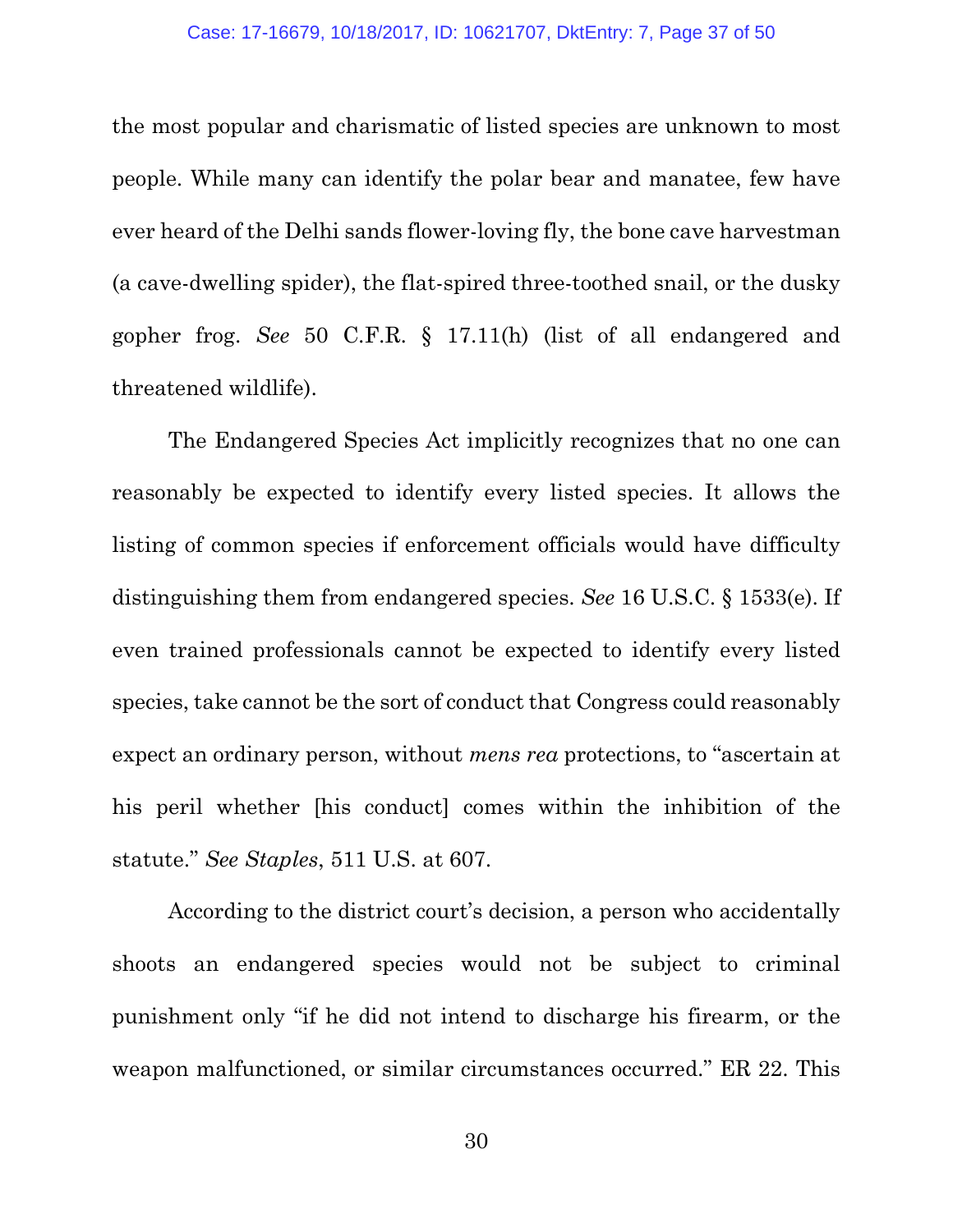the most popular and charismatic of listed species are unknown to most people. While many can identify the polar bear and manatee, few have ever heard of the Delhi sands flower-loving fly, the bone cave harvestman (a cave-dwelling spider), the flat-spired three-toothed snail, or the dusky gopher frog. *See* 50 C.F.R. § 17.11(h) (list of all endangered and threatened wildlife).

The Endangered Species Act implicitly recognizes that no one can reasonably be expected to identify every listed species. It allows the listing of common species if enforcement officials would have difficulty distinguishing them from endangered species. *See* 16 U.S.C. § 1533(e). If even trained professionals cannot be expected to identify every listed species, take cannot be the sort of conduct that Congress could reasonably expect an ordinary person, without *mens rea* protections, to "ascertain at his peril whether [his conduct] comes within the inhibition of the statute." *See Staples*, 511 U.S. at 607.

According to the district court's decision, a person who accidentally shoots an endangered species would not be subject to criminal punishment only "if he did not intend to discharge his firearm, or the weapon malfunctioned, or similar circumstances occurred." ER 22. This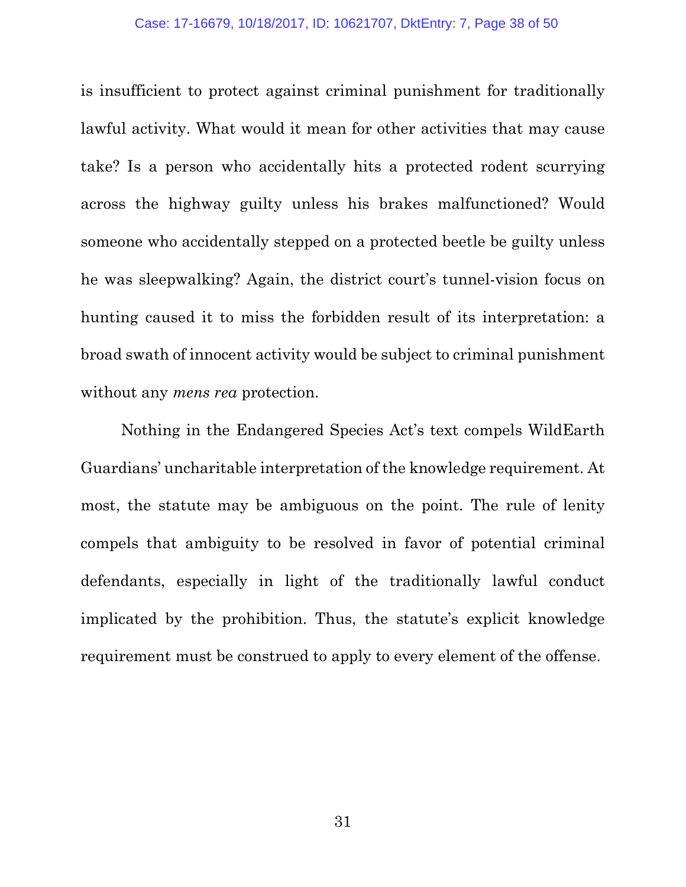is insufficient to protect against criminal punishment for traditionally lawful activity. What would it mean for other activities that may cause take? Is a person who accidentally hits a protected rodent scurrying across the highway guilty unless his brakes malfunctioned? Would someone who accidentally stepped on a protected beetle be guilty unless he was sleepwalking? Again, the district court's tunnel-vision focus on hunting caused it to miss the forbidden result of its interpretation: a broad swath of innocent activity would be subject to criminal punishment without any *mens rea* protection.

Nothing in the Endangered Species Act's text compels WildEarth Guardians' uncharitable interpretation of the knowledge requirement. At most, the statute may be ambiguous on the point. The rule of lenity compels that ambiguity to be resolved in favor of potential criminal defendants, especially in light of the traditionally lawful conduct implicated by the prohibition. Thus, the statute's explicit knowledge requirement must be construed to apply to every element of the offense.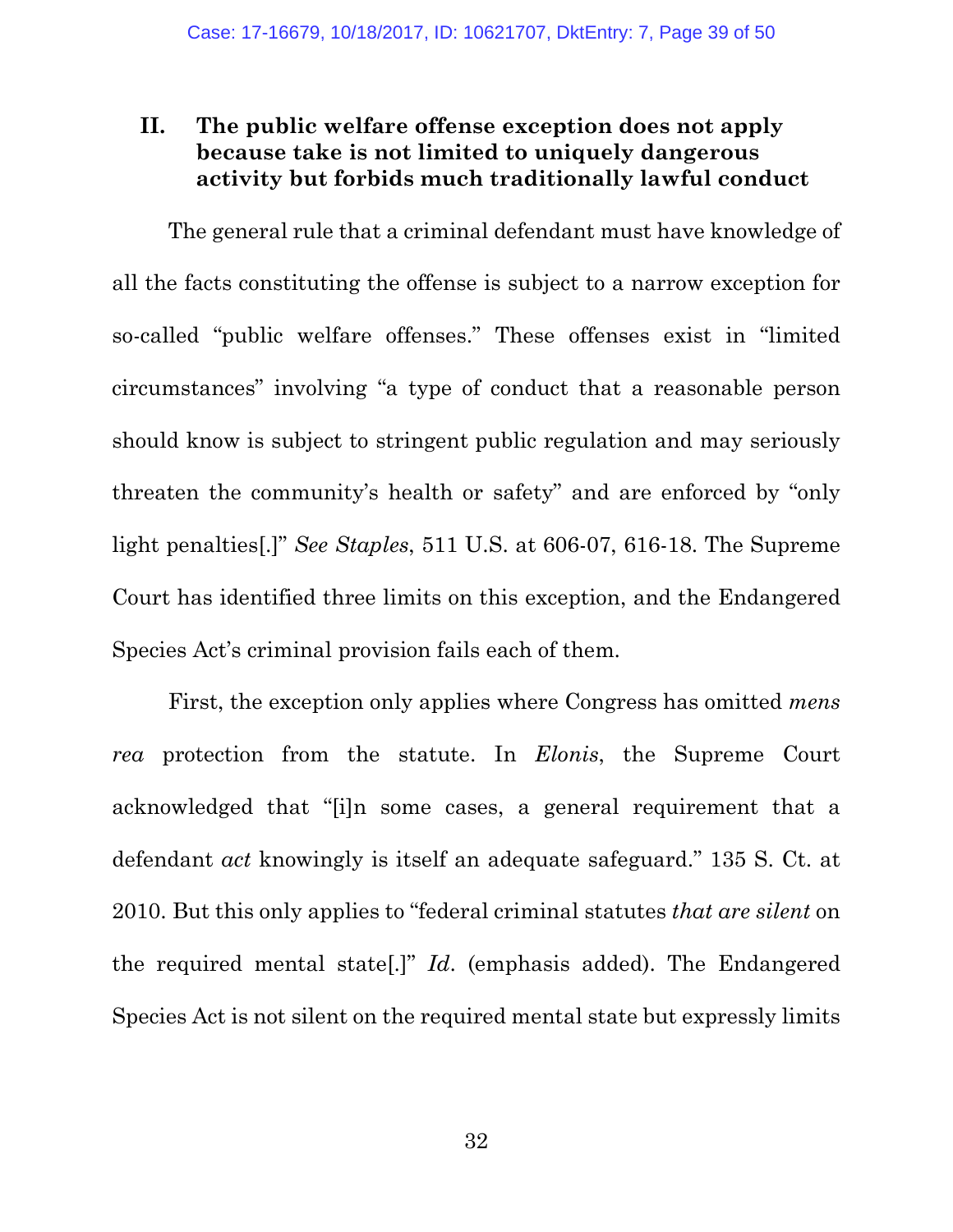## II. The public welfare offense exception does not apply because take is not limited to uniquely dangerous activity but forbids much traditionally lawful conduct

The general rule that a criminal defendant must have knowledge of all the facts constituting the offense is subject to a narrow exception for so-called "public welfare offenses." These offenses exist in "limited circumstances" involving "a type of conduct that a reasonable person should know is subject to stringent public regulation and may seriously threaten the community's health or safety" and are enforced by "only light penalties[.]" *See Staples*, 511 U.S. at 606-07, 616-18. The Supreme Court has identified three limits on this exception, and the Endangered Species Act's criminal provision fails each of them.

First, the exception only applies where Congress has omitted *mens rea* protection from the statute. In *Elonis*, the Supreme Court acknowledged that "[i]n some cases, a general requirement that a defendant *act* knowingly is itself an adequate safeguard." 135 S. Ct. at 2010. But this only applies to "federal criminal statutes *that are silent* on the required mental state[.]" *Id*. (emphasis added). The Endangered Species Act is not silent on the required mental state but expressly limits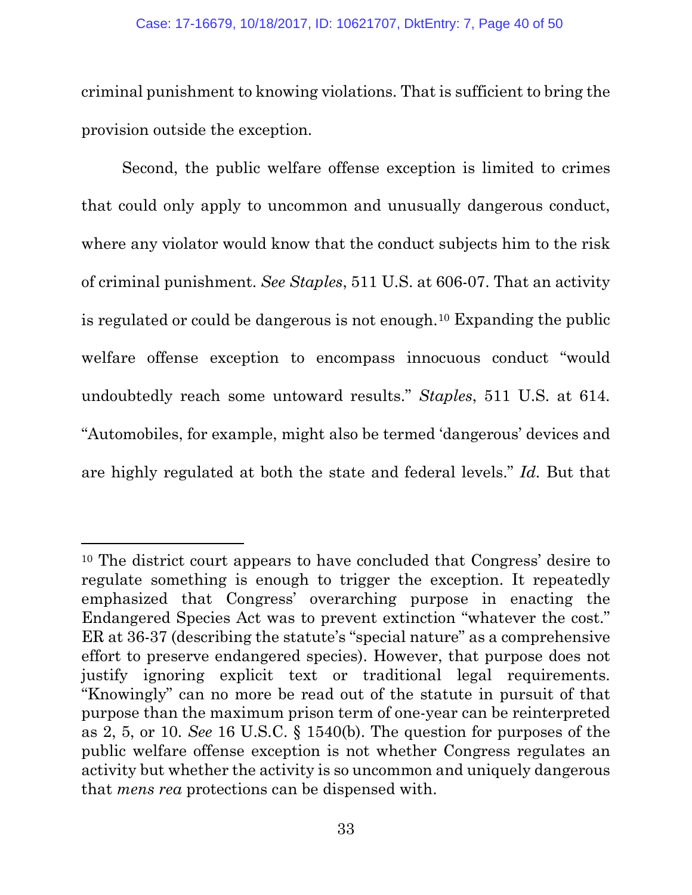criminal punishment to knowing violations. That is sufficient to bring the provision outside the exception.

Second, the public welfare offense exception is limited to crimes that could only apply to uncommon and unusually dangerous conduct, where any violator would know that the conduct subjects him to the risk of criminal punishment. *See Staples*, 511 U.S. at 606-07. That an activity is regulated or could be dangerous is not enough.[10] Expanding the public welfare offense exception to encompass innocuous conduct "would undoubtedly reach some untoward results." *Staples*, 511 U.S. at 614. "Automobiles, for example, might also be termed 'dangerous' devices and are highly regulated at both the state and federal levels." *Id.* But that

---

[10] The district court appears to have concluded that Congress' desire to regulate something is enough to trigger the exception. It repeatedly emphasized that Congress' overarching purpose in enacting the Endangered Species Act was to prevent extinction "whatever the cost." ER at 36-37 (describing the statute's "special nature" as a comprehensive effort to preserve endangered species). However, that purpose does not justify ignoring explicit text or traditional legal requirements. "Knowingly" can no more be read out of the statute in pursuit of that purpose than the maximum prison term of one-year can be reinterpreted as 2, 5, or 10. *See* 16 U.S.C. § 1540(b). The question for purposes of the public welfare offense exception is not whether Congress regulates an activity but whether the activity is so uncommon and uniquely dangerous that *mens rea* protections can be dispensed with.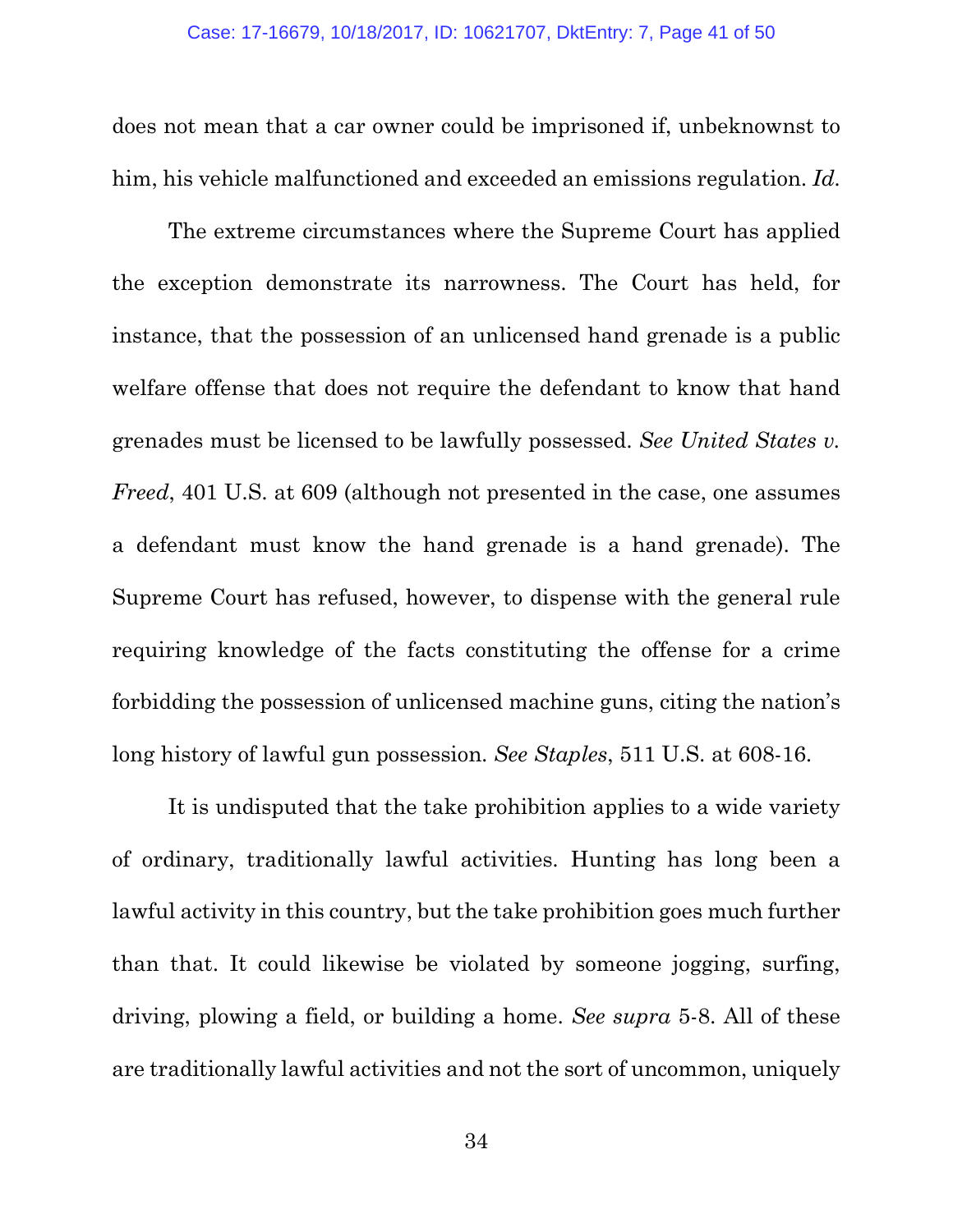does not mean that a car owner could be imprisoned if, unbeknownst to him, his vehicle malfunctioned and exceeded an emissions regulation. *Id.*

The extreme circumstances where the Supreme Court has applied the exception demonstrate its narrowness. The Court has held, for instance, that the possession of an unlicensed hand grenade is a public welfare offense that does not require the defendant to know that hand grenades must be licensed to be lawfully possessed. *See United States v. Freed*, 401 U.S. at 609 (although not presented in the case, one assumes a defendant must know the hand grenade is a hand grenade). The Supreme Court has refused, however, to dispense with the general rule requiring knowledge of the facts constituting the offense for a crime forbidding the possession of unlicensed machine guns, citing the nation's long history of lawful gun possession. *See Staples*, 511 U.S. at 608-16.

It is undisputed that the take prohibition applies to a wide variety of ordinary, traditionally lawful activities. Hunting has long been a lawful activity in this country, but the take prohibition goes much further than that. It could likewise be violated by someone jogging, surfing, driving, plowing a field, or building a home. *See supra* 5-8. All of these are traditionally lawful activities and not the sort of uncommon, uniquely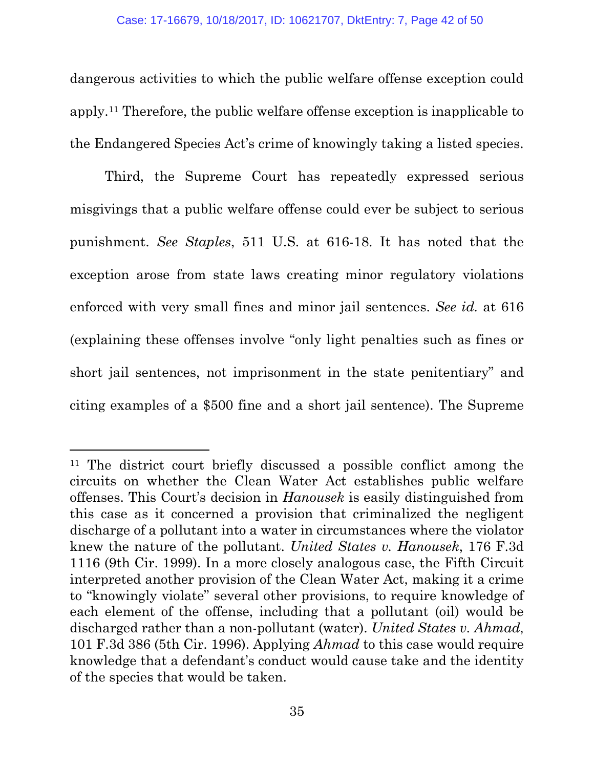dangerous activities to which the public welfare offense exception could apply.[11] Therefore, the public welfare offense exception is inapplicable to the Endangered Species Act's crime of knowingly taking a listed species.

Third, the Supreme Court has repeatedly expressed serious misgivings that a public welfare offense could ever be subject to serious punishment. *See Staples*, 511 U.S. at 616-18. It has noted that the exception arose from state laws creating minor regulatory violations enforced with very small fines and minor jail sentences. *See id.* at 616 (explaining these offenses involve "only light penalties such as fines or short jail sentences, not imprisonment in the state penitentiary" and citing examples of a $500 fine and a short jail sentence). The Supreme

---

[11] The district court briefly discussed a possible conflict among the circuits on whether the Clean Water Act establishes public welfare offenses. This Court's decision in *Hanousek* is easily distinguished from this case as it concerned a provision that criminalized the negligent discharge of a pollutant into a water in circumstances where the violator knew the nature of the pollutant. *United States v. Hanousek*, 176 F.3d 1116 (9th Cir. 1999). In a more closely analogous case, the Fifth Circuit interpreted another provision of the Clean Water Act, making it a crime to "knowingly violate" several other provisions, to require knowledge of each element of the offense, including that a pollutant (oil) would be discharged rather than a non-pollutant (water). *United States v. Ahmad*, 101 F.3d 386 (5th Cir. 1996). Applying *Ahmad* to this case would require knowledge that a defendant's conduct would cause take and the identity of the species that would be taken.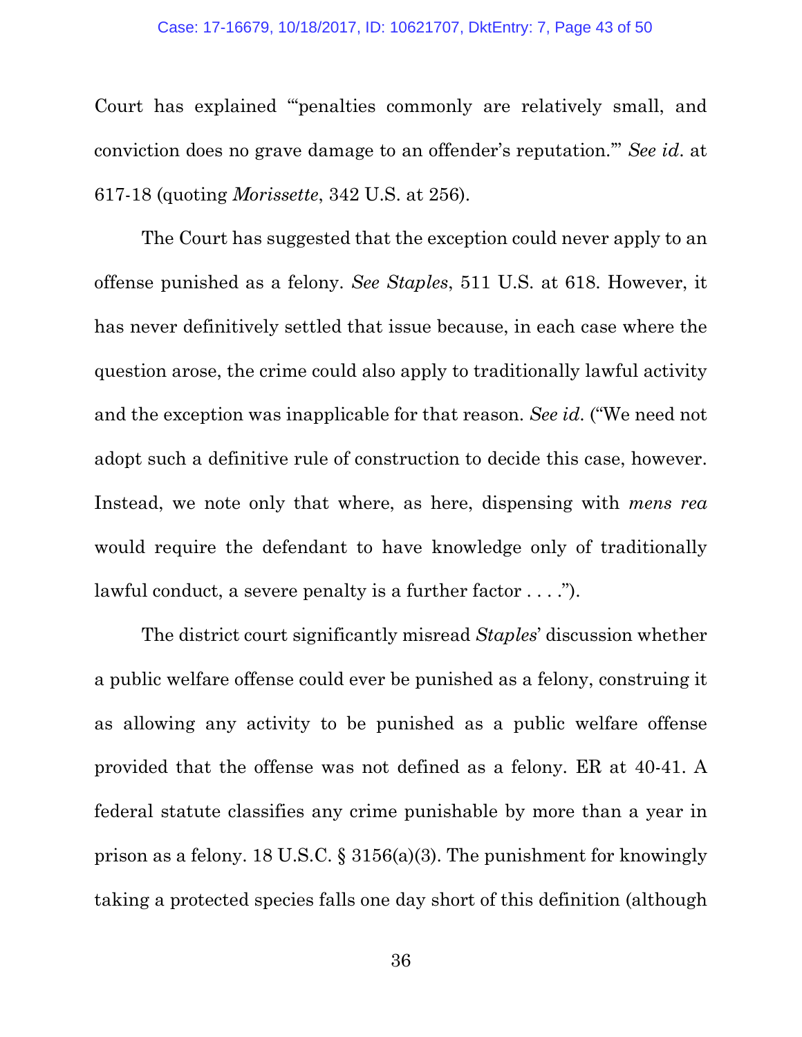Court has explained "'penalties commonly are relatively small, and conviction does no grave damage to an offender's reputation.'" *See id*. at 617-18 (quoting *Morissette*, 342 U.S. at 256).

The Court has suggested that the exception could never apply to an offense punished as a felony. *See Staples*, 511 U.S. at 618. However, it has never definitively settled that issue because, in each case where the question arose, the crime could also apply to traditionally lawful activity and the exception was inapplicable for that reason. *See id*. ("We need not adopt such a definitive rule of construction to decide this case, however. Instead, we note only that where, as here, dispensing with *mens rea* would require the defendant to have knowledge only of traditionally lawful conduct, a severe penalty is a further factor . . . .").

The district court significantly misread *Staples*' discussion whether a public welfare offense could ever be punished as a felony, construing it as allowing any activity to be punished as a public welfare offense provided that the offense was not defined as a felony. ER at 40-41. A federal statute classifies any crime punishable by more than a year in prison as a felony. 18 U.S.C. § 3156(a)(3). The punishment for knowingly taking a protected species falls one day short of this definition (although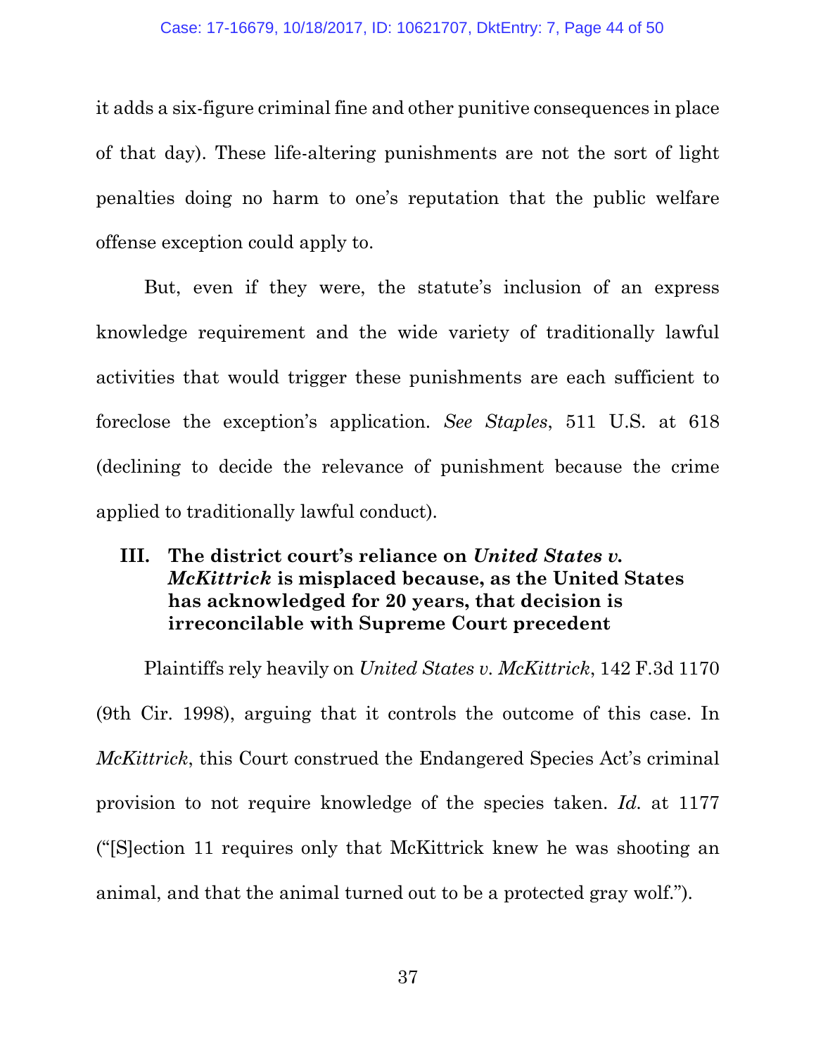it adds a six-figure criminal fine and other punitive consequences in place of that day). These life-altering punishments are not the sort of light penalties doing no harm to one's reputation that the public welfare offense exception could apply to.

But, even if they were, the statute's inclusion of an express knowledge requirement and the wide variety of traditionally lawful activities that would trigger these punishments are each sufficient to foreclose the exception's application. *See Staples*, 511 U.S. at 618 (declining to decide the relevance of punishment because the crime applied to traditionally lawful conduct).

### III. The district court's reliance on *United States v. McKittrick* is misplaced because, as the United States has acknowledged for 20 years, that decision is irreconcilable with Supreme Court precedent

Plaintiffs rely heavily on *United States v. McKittrick*, 142 F.3d 1170 (9th Cir. 1998), arguing that it controls the outcome of this case. In *McKittrick*, this Court construed the Endangered Species Act's criminal provision to not require knowledge of the species taken. *Id.* at 1177 ("[S]ection 11 requires only that McKittrick knew he was shooting an animal, and that the animal turned out to be a protected gray wolf.").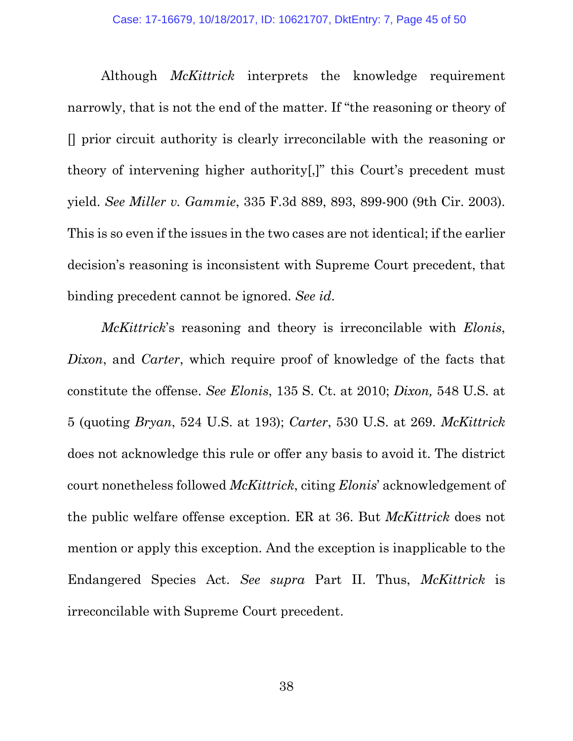Although *McKittrick* interprets the knowledge requirement narrowly, that is not the end of the matter. If "the reasoning or theory of [] prior circuit authority is clearly irreconcilable with the reasoning or theory of intervening higher authority[,]" this Court's precedent must yield. *See Miller v. Gammie*, 335 F.3d 889, 893, 899-900 (9th Cir. 2003). This is so even if the issues in the two cases are not identical; if the earlier decision's reasoning is inconsistent with Supreme Court precedent, that binding precedent cannot be ignored. *See id*.

*McKittrick*'s reasoning and theory is irreconcilable with *Elonis*, *Dixon*, and *Carter*, which require proof of knowledge of the facts that constitute the offense. *See Elonis*, 135 S. Ct. at 2010; *Dixon,* 548 U.S. at 5 (quoting *Bryan*, 524 U.S. at 193); *Carter*, 530 U.S. at 269. *McKittrick* does not acknowledge this rule or offer any basis to avoid it. The district court nonetheless followed *McKittrick*, citing *Elonis*' acknowledgement of the public welfare offense exception. ER at 36. But *McKittrick* does not mention or apply this exception. And the exception is inapplicable to the Endangered Species Act. *See supra* Part II. Thus, *McKittrick* is irreconcilable with Supreme Court precedent.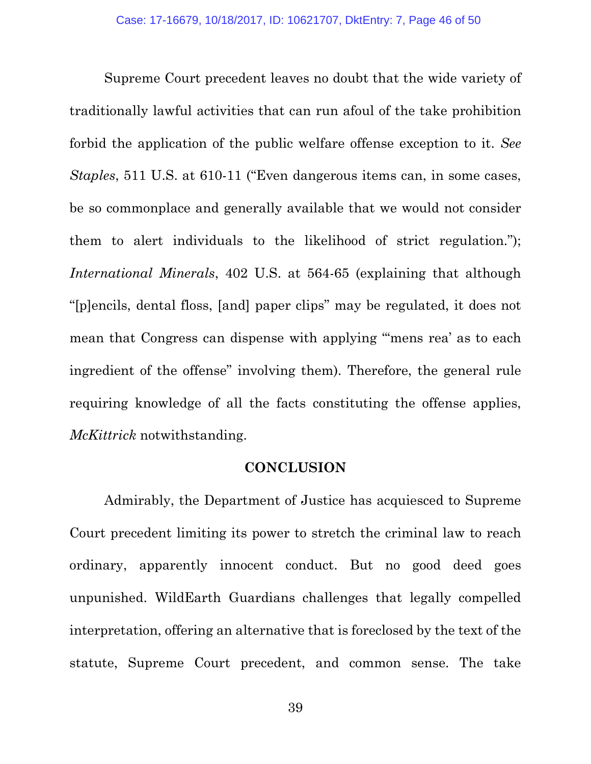Supreme Court precedent leaves no doubt that the wide variety of traditionally lawful activities that can run afoul of the take prohibition forbid the application of the public welfare offense exception to it. *See Staples*, 511 U.S. at 610-11 ("Even dangerous items can, in some cases, be so commonplace and generally available that we would not consider them to alert individuals to the likelihood of strict regulation."); *International Minerals*, 402 U.S. at 564-65 (explaining that although "[p]encils, dental floss, [and] paper clips" may be regulated, it does not mean that Congress can dispense with applying "'mens rea' as to each ingredient of the offense" involving them). Therefore, the general rule requiring knowledge of all the facts constituting the offense applies, *McKittrick* notwithstanding.

## CONCLUSION

Admirably, the Department of Justice has acquiesced to Supreme Court precedent limiting its power to stretch the criminal law to reach ordinary, apparently innocent conduct. But no good deed goes unpunished. WildEarth Guardians challenges that legally compelled interpretation, offering an alternative that is foreclosed by the text of the statute, Supreme Court precedent, and common sense. The take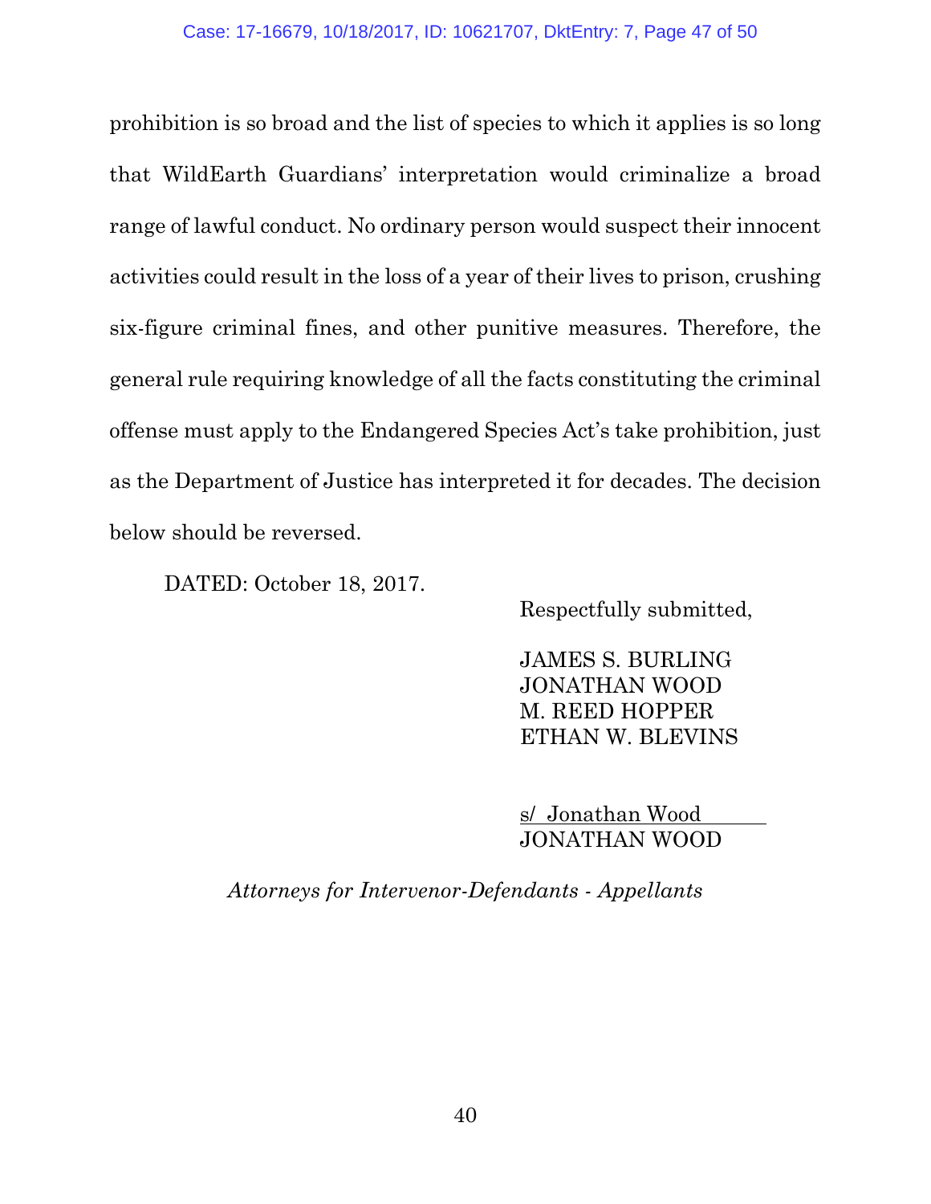prohibition is so broad and the list of species to which it applies is so long that WildEarth Guardians' interpretation would criminalize a broad range of lawful conduct. No ordinary person would suspect their innocent activities could result in the loss of a year of their lives to prison, crushing six-figure criminal fines, and other punitive measures. Therefore, the general rule requiring knowledge of all the facts constituting the criminal offense must apply to the Endangered Species Act's take prohibition, just as the Department of Justice has interpreted it for decades. The decision below should be reversed.

DATED: October 18, 2017.

Respectfully submitted,

JAMES S. BURLING
JONATHAN WOOD
M. REED HOPPER
ETHAN W. BLEVINS

s/ Jonathan Wood
JONATHAN WOOD

*Attorneys for Intervenor-Defendants - Appellants*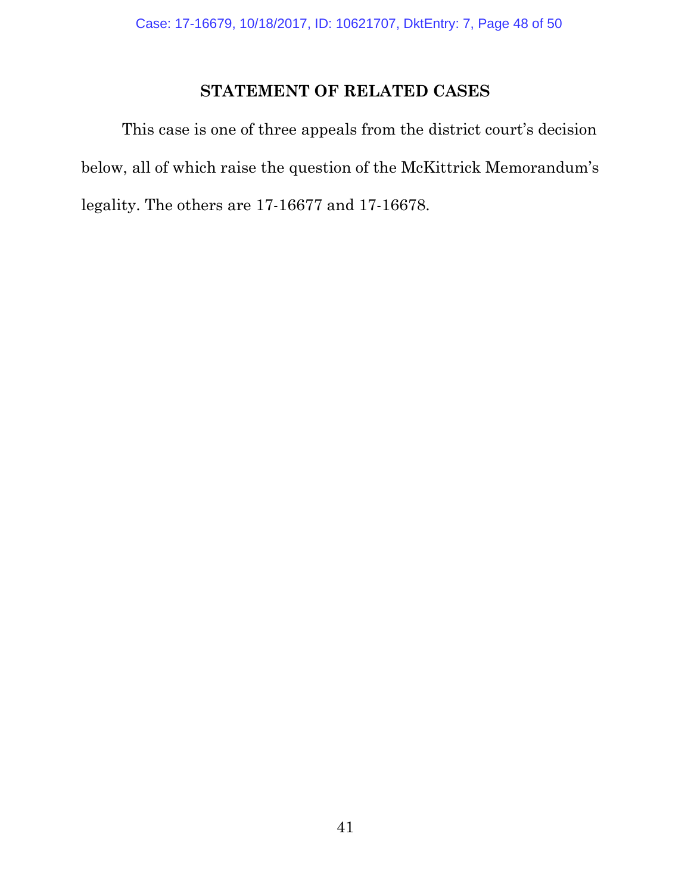## STATEMENT OF RELATED CASES

This case is one of three appeals from the district court's decision below, all of which raise the question of the McKittrick Memorandum's legality. The others are 17-16677 and 17-16678.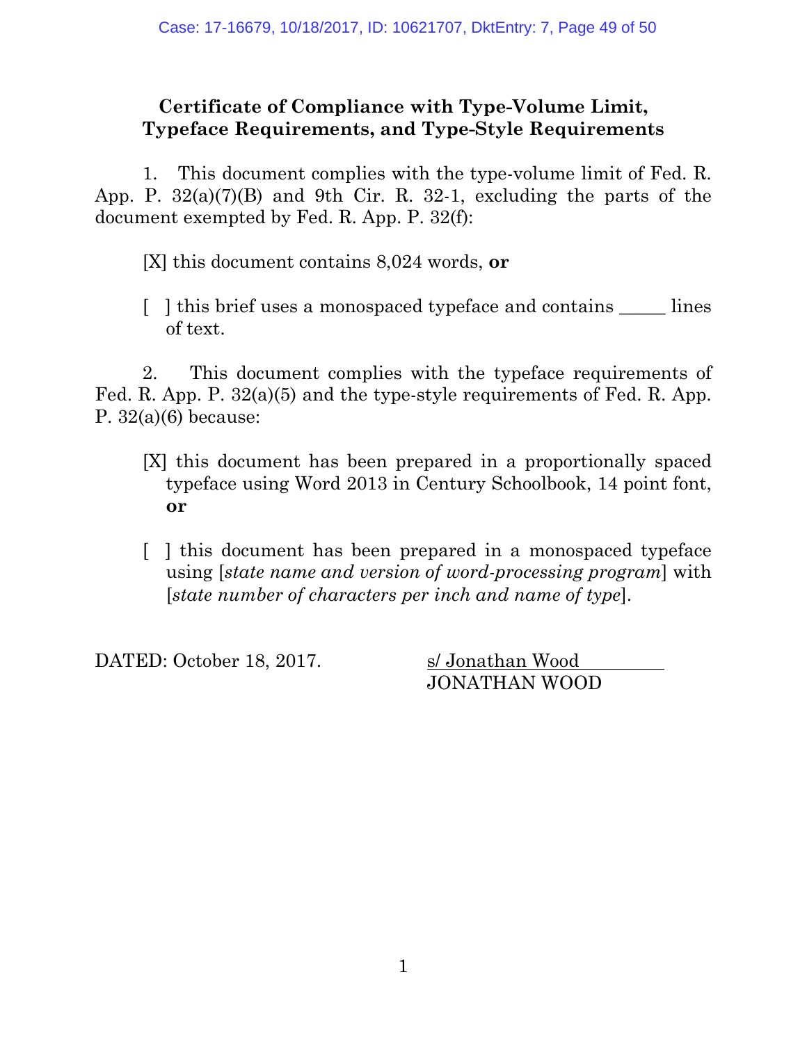**Certificate of Compliance with Type-Volume Limit, Typeface Requirements, and Type-Style Requirements**

1. This document complies with the type-volume limit of Fed. R. App. P. 32(a)(7)(B) and 9th Cir. R. 32-1, excluding the parts of the document exempted by Fed. R. App. P. 32(f):

[X] this document contains 8,024 words, **or**

[ ] this brief uses a monospaced typeface and contains _____ lines of text.

2. This document complies with the typeface requirements of Fed. R. App. P. 32(a)(5) and the type-style requirements of Fed. R. App. P. 32(a)(6) because:

[X] this document has been prepared in a proportionally spaced typeface using Word 2013 in Century Schoolbook, 14 point font, **or**

[ ] this document has been prepared in a monospaced typeface using [*state name and version of word-processing program*] with [*state number of characters per inch and name of type*].

DATED: October 18, 2017.

s/ Jonathan Wood
JONATHAN WOOD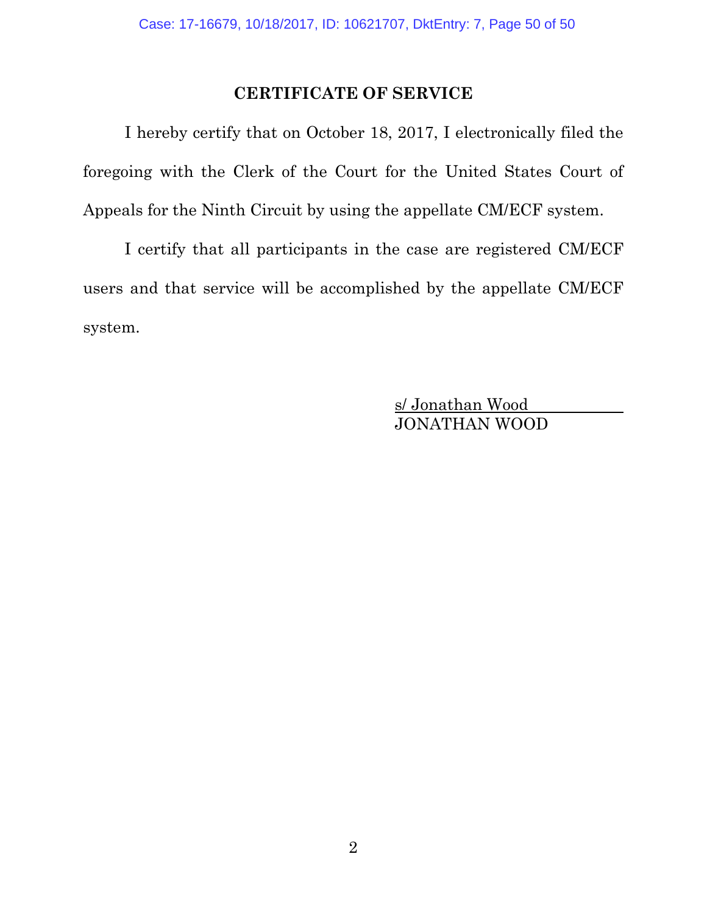## CERTIFICATE OF SERVICE

I hereby certify that on October 18, 2017, I electronically filed the foregoing with the Clerk of the Court for the United States Court of Appeals for the Ninth Circuit by using the appellate CM/ECF system.

I certify that all participants in the case are registered CM/ECF users and that service will be accomplished by the appellate CM/ECF system.

s/ Jonathan Wood
JONATHAN WOOD